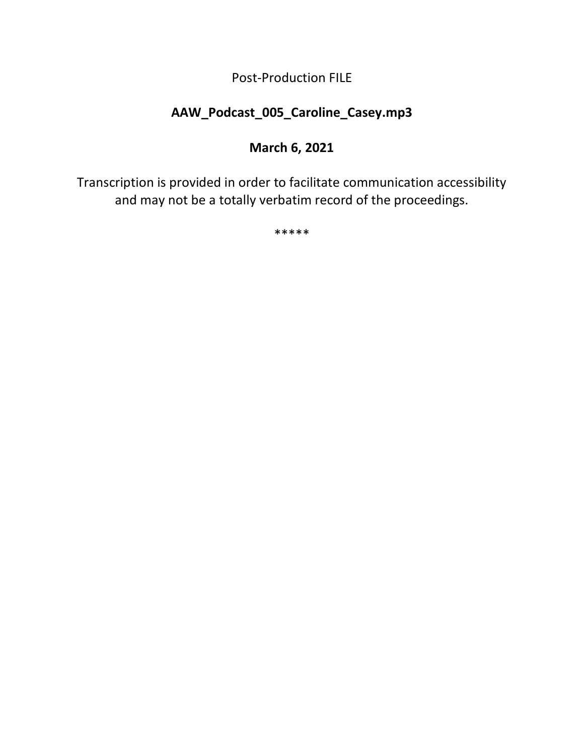Post-Production FILE

**AAW_Podcast_005_Caroline_Casey.mp3**

**March 6, 2021**

Transcription is provided in order to facilitate communication accessibility and may not be a totally verbatim record of the proceedings.

*****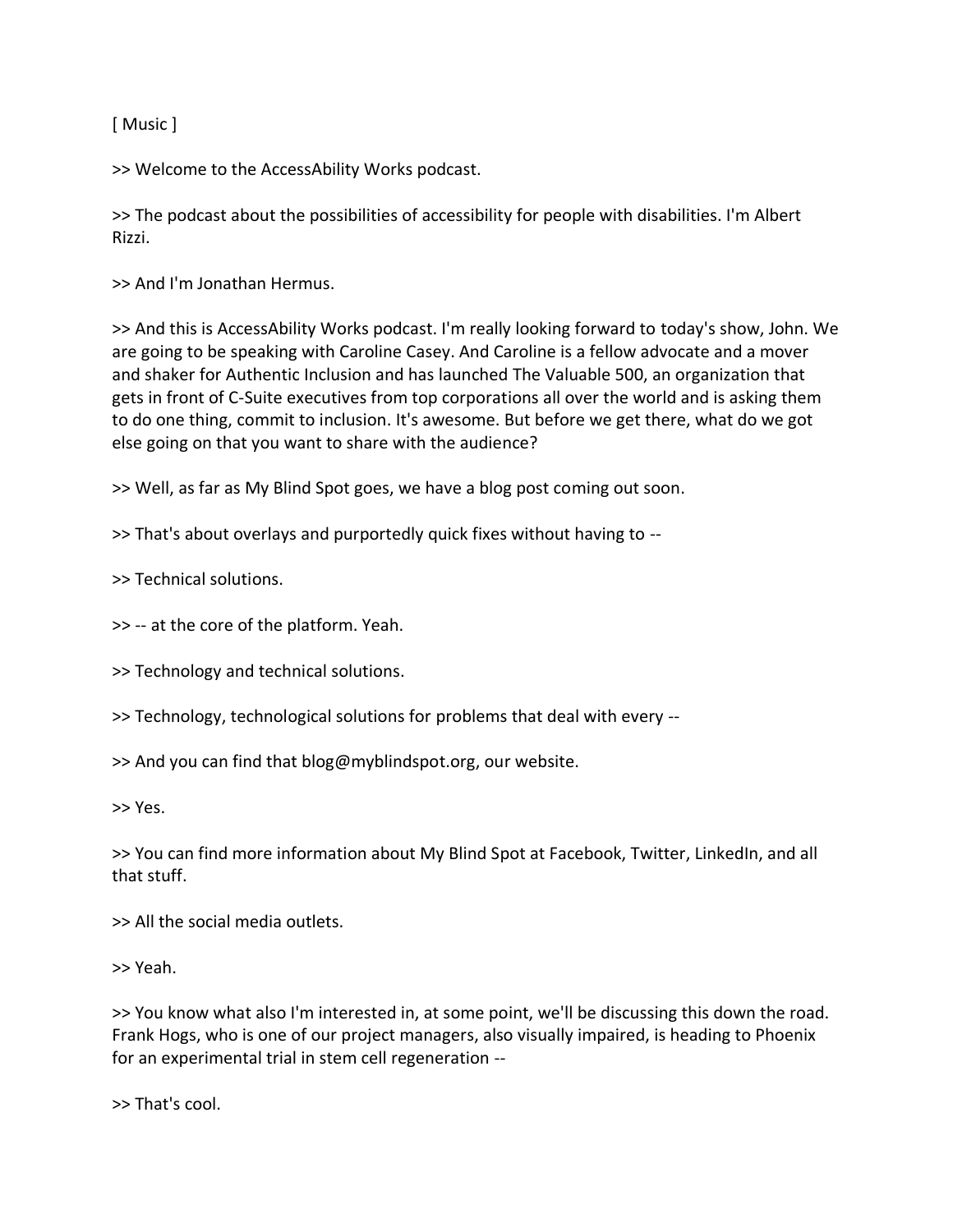[ Music ]

>> Welcome to the AccessAbility Works podcast.

>> The podcast about the possibilities of accessibility for people with disabilities. I'm Albert Rizzi.

>> And I'm Jonathan Hermus.

>> And this is AccessAbility Works podcast. I'm really looking forward to today's show, John. We are going to be speaking with Caroline Casey. And Caroline is a fellow advocate and a mover and shaker for Authentic Inclusion and has launched The Valuable 500, an organization that gets in front of C-Suite executives from top corporations all over the world and is asking them to do one thing, commit to inclusion. It's awesome. But before we get there, what do we got else going on that you want to share with the audience?

>> Well, as far as My Blind Spot goes, we have a blog post coming out soon.

>> That's about overlays and purportedly quick fixes without having to --

>> Technical solutions.

>> -- at the core of the platform. Yeah.

>> Technology and technical solutions.

>> Technology, technological solutions for problems that deal with every --

>> And you can find that blog@myblindspot.org, our website.

>> Yes.

>> You can find more information about My Blind Spot at Facebook, Twitter, LinkedIn, and all that stuff.

>> All the social media outlets.

>> Yeah.

>> You know what also I'm interested in, at some point, we'll be discussing this down the road. Frank Hogs, who is one of our project managers, also visually impaired, is heading to Phoenix for an experimental trial in stem cell regeneration --

>> That's cool.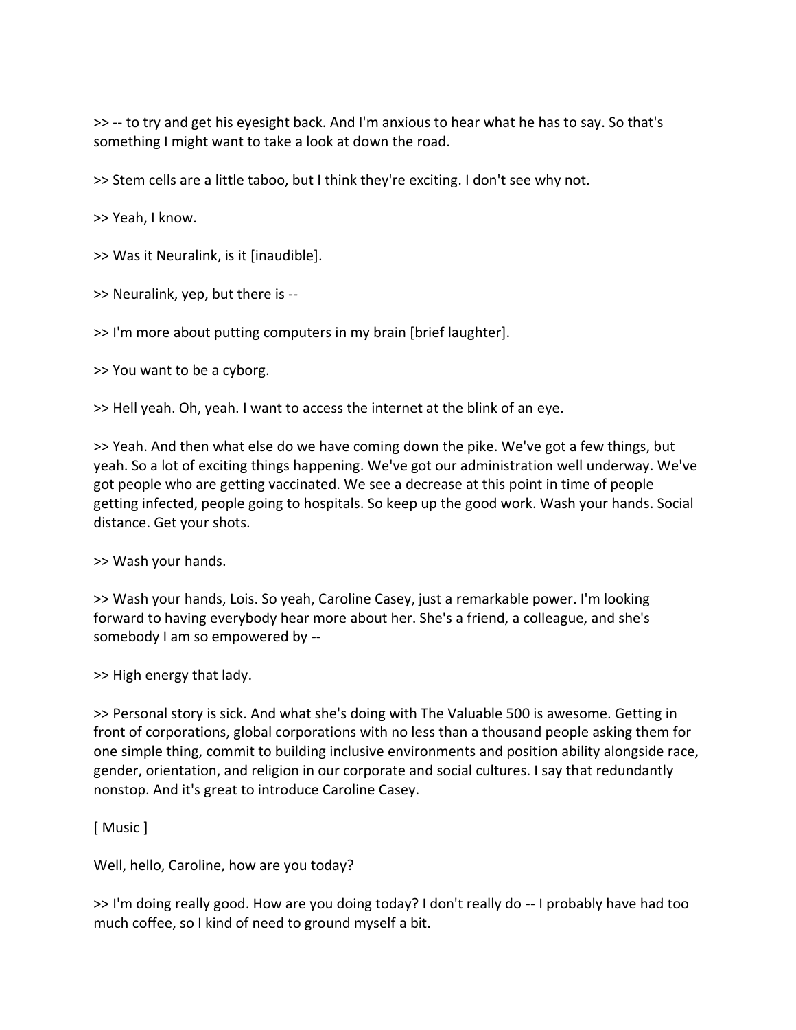>> -- to try and get his eyesight back. And I'm anxious to hear what he has to say. So that's something I might want to take a look at down the road.

>> Stem cells are a little taboo, but I think they're exciting. I don't see why not.

>> Yeah, I know.

>> Was it Neuralink, is it [inaudible].

>> Neuralink, yep, but there is --

>> I'm more about putting computers in my brain [brief laughter].

>> You want to be a cyborg.

>> Hell yeah. Oh, yeah. I want to access the internet at the blink of an eye.

>> Yeah. And then what else do we have coming down the pike. We've got a few things, but yeah. So a lot of exciting things happening. We've got our administration well underway. We've got people who are getting vaccinated. We see a decrease at this point in time of people getting infected, people going to hospitals. So keep up the good work. Wash your hands. Social distance. Get your shots.

>> Wash your hands.

>> Wash your hands, Lois. So yeah, Caroline Casey, just a remarkable power. I'm looking forward to having everybody hear more about her. She's a friend, a colleague, and she's somebody I am so empowered by --

>> High energy that lady.

>> Personal story is sick. And what she's doing with The Valuable 500 is awesome. Getting in front of corporations, global corporations with no less than a thousand people asking them for one simple thing, commit to building inclusive environments and position ability alongside race, gender, orientation, and religion in our corporate and social cultures. I say that redundantly nonstop. And it's great to introduce Caroline Casey.

[ Music ]

Well, hello, Caroline, how are you today?

>> I'm doing really good. How are you doing today? I don't really do -- I probably have had too much coffee, so I kind of need to ground myself a bit.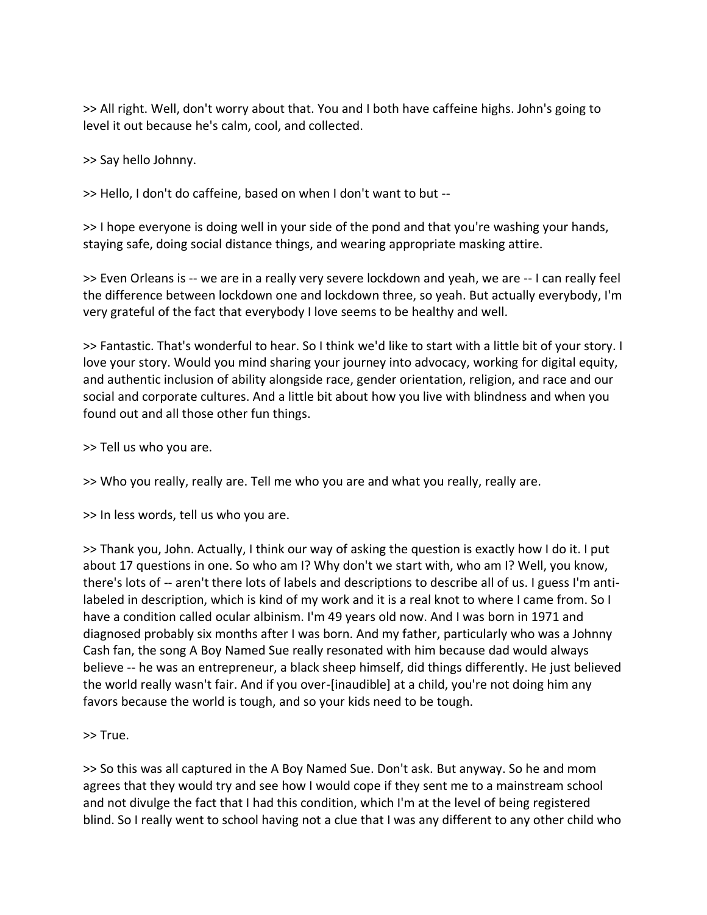>> All right. Well, don't worry about that. You and I both have caffeine highs. John's going to level it out because he's calm, cool, and collected.

>> Say hello Johnny.

>> Hello, I don't do caffeine, based on when I don't want to but --

>> I hope everyone is doing well in your side of the pond and that you're washing your hands, staying safe, doing social distance things, and wearing appropriate masking attire.

>> Even Orleans is -- we are in a really very severe lockdown and yeah, we are -- I can really feel the difference between lockdown one and lockdown three, so yeah. But actually everybody, I'm very grateful of the fact that everybody I love seems to be healthy and well.

>> Fantastic. That's wonderful to hear. So I think we'd like to start with a little bit of your story. I love your story. Would you mind sharing your journey into advocacy, working for digital equity, and authentic inclusion of ability alongside race, gender orientation, religion, and race and our social and corporate cultures. And a little bit about how you live with blindness and when you found out and all those other fun things.

>> Tell us who you are.

>> Who you really, really are. Tell me who you are and what you really, really are.

>> In less words, tell us who you are.

>> Thank you, John. Actually, I think our way of asking the question is exactly how I do it. I put about 17 questions in one. So who am I? Why don't we start with, who am I? Well, you know, there's lots of -- aren't there lots of labels and descriptions to describe all of us. I guess I'm anti-labeled in description, which is kind of my work and it is a real knot to where I came from. So I have a condition called ocular albinism. I'm 49 years old now. And I was born in 1971 and diagnosed probably six months after I was born. And my father, particularly who was a Johnny Cash fan, the song A Boy Named Sue really resonated with him because dad would always believe -- he was an entrepreneur, a black sheep himself, did things differently. He just believed the world really wasn't fair. And if you over-[inaudible] at a child, you're not doing him any favors because the world is tough, and so your kids need to be tough.

>> True.

>> So this was all captured in the A Boy Named Sue. Don't ask. But anyway. So he and mom agrees that they would try and see how I would cope if they sent me to a mainstream school and not divulge the fact that I had this condition, which I'm at the level of being registered blind. So I really went to school having not a clue that I was any different to any other child who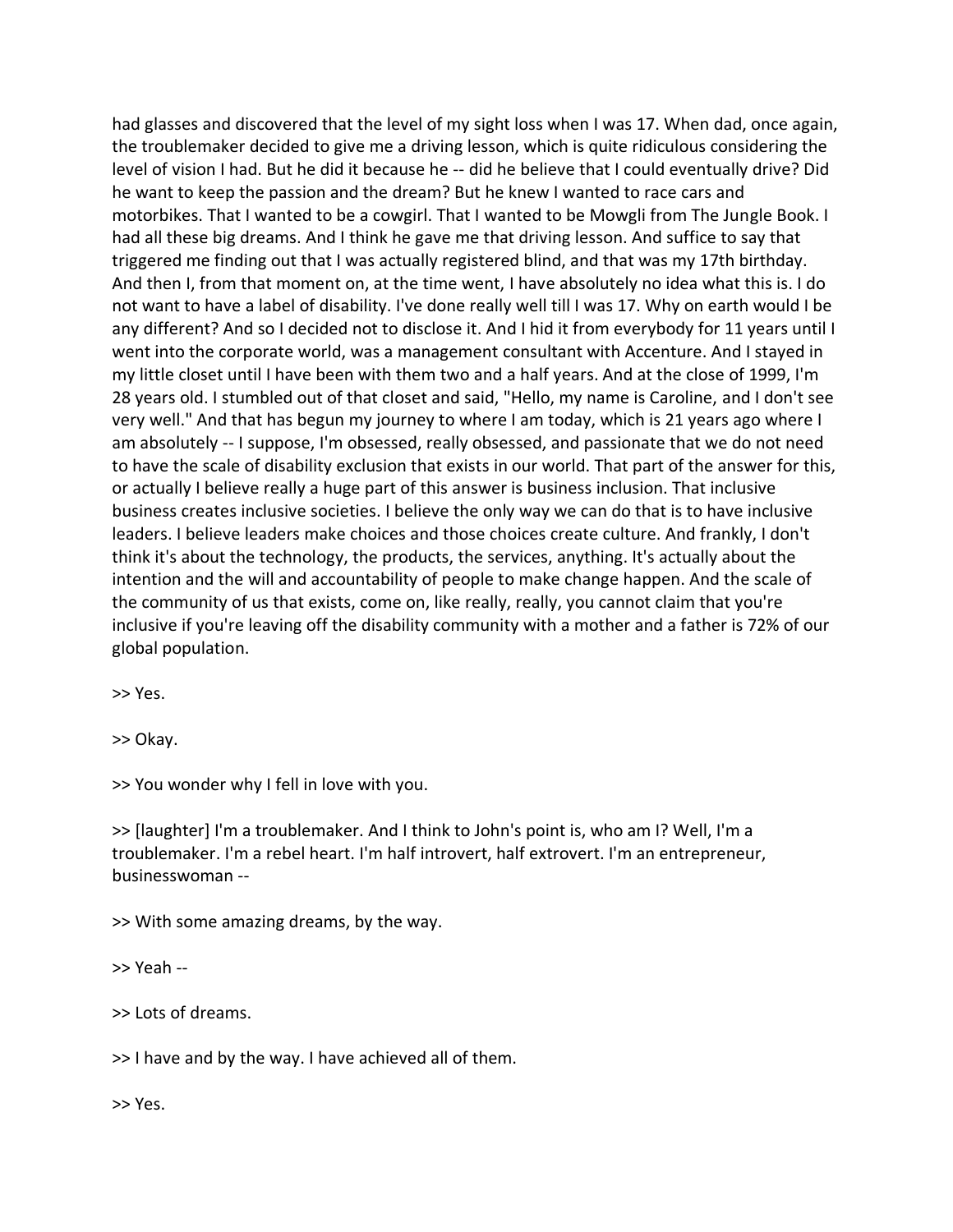had glasses and discovered that the level of my sight loss when I was 17. When dad, once again, the troublemaker decided to give me a driving lesson, which is quite ridiculous considering the level of vision I had. But he did it because he -- did he believe that I could eventually drive? Did he want to keep the passion and the dream? But he knew I wanted to race cars and motorbikes. That I wanted to be a cowgirl. That I wanted to be Mowgli from The Jungle Book. I had all these big dreams. And I think he gave me that driving lesson. And suffice to say that triggered me finding out that I was actually registered blind, and that was my 17th birthday. And then I, from that moment on, at the time went, I have absolutely no idea what this is. I do not want to have a label of disability. I've done really well till I was 17. Why on earth would I be any different? And so I decided not to disclose it. And I hid it from everybody for 11 years until I went into the corporate world, was a management consultant with Accenture. And I stayed in my little closet until I have been with them two and a half years. And at the close of 1999, I'm 28 years old. I stumbled out of that closet and said, "Hello, my name is Caroline, and I don't see very well." And that has begun my journey to where I am today, which is 21 years ago where I am absolutely -- I suppose, I'm obsessed, really obsessed, and passionate that we do not need to have the scale of disability exclusion that exists in our world. That part of the answer for this, or actually I believe really a huge part of this answer is business inclusion. That inclusive business creates inclusive societies. I believe the only way we can do that is to have inclusive leaders. I believe leaders make choices and those choices create culture. And frankly, I don't think it's about the technology, the products, the services, anything. It's actually about the intention and the will and accountability of people to make change happen. And the scale of the community of us that exists, come on, like really, really, you cannot claim that you're inclusive if you're leaving off the disability community with a mother and a father is 72% of our global population.

>> Yes.

>> Okay.

>> You wonder why I fell in love with you.

>> [laughter] I'm a troublemaker. And I think to John's point is, who am I? Well, I'm a troublemaker. I'm a rebel heart. I'm half introvert, half extrovert. I'm an entrepreneur, businesswoman --

>> With some amazing dreams, by the way.

>> Yeah --

>> Lots of dreams.

>> I have and by the way. I have achieved all of them.

>> Yes.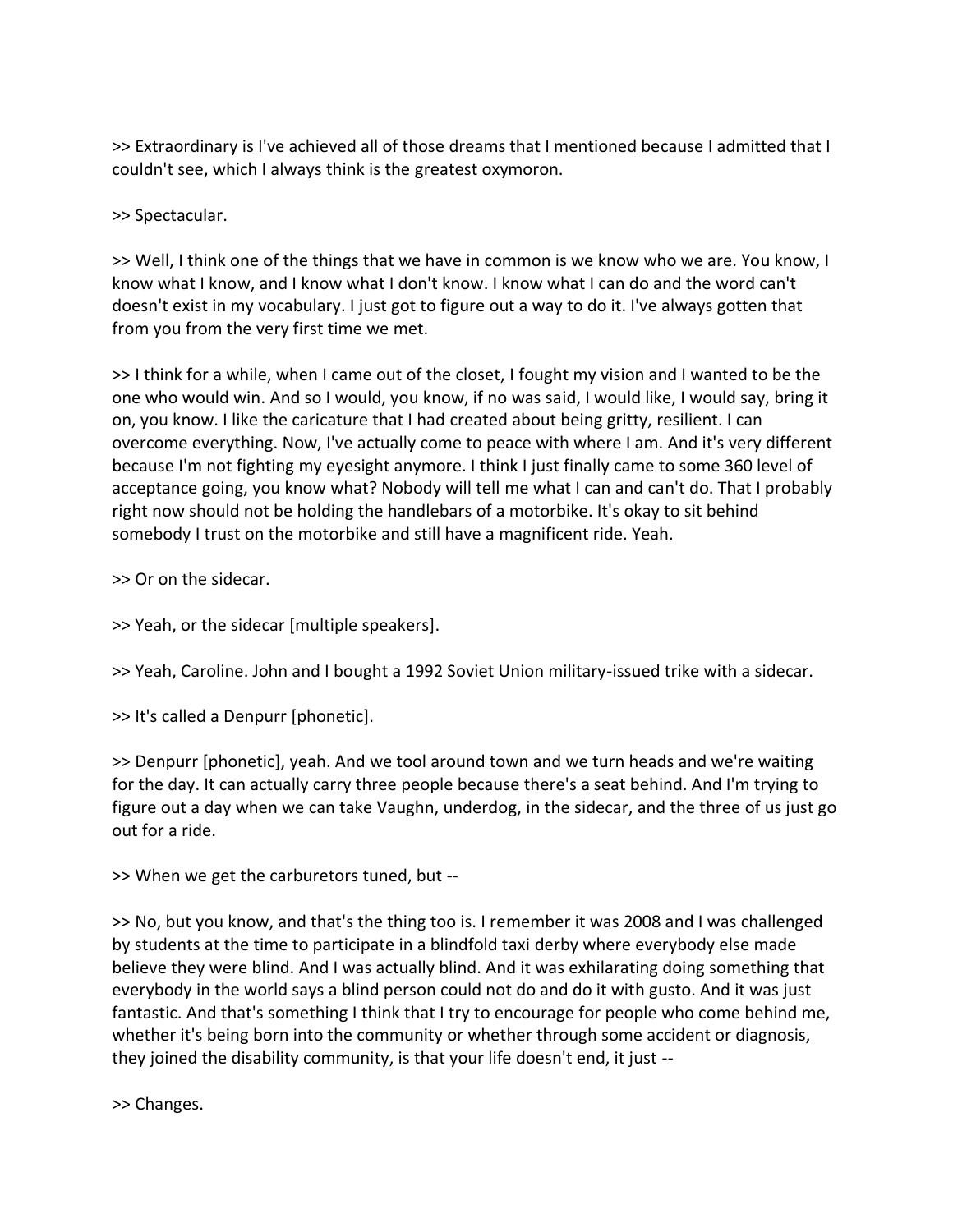>> Extraordinary is I've achieved all of those dreams that I mentioned because I admitted that I couldn't see, which I always think is the greatest oxymoron.

>> Spectacular.

>> Well, I think one of the things that we have in common is we know who we are. You know, I know what I know, and I know what I don't know. I know what I can do and the word can't doesn't exist in my vocabulary. I just got to figure out a way to do it. I've always gotten that from you from the very first time we met.

>> I think for a while, when I came out of the closet, I fought my vision and I wanted to be the one who would win. And so I would, you know, if no was said, I would like, I would say, bring it on, you know. I like the caricature that I had created about being gritty, resilient. I can overcome everything. Now, I've actually come to peace with where I am. And it's very different because I'm not fighting my eyesight anymore. I think I just finally came to some 360 level of acceptance going, you know what? Nobody will tell me what I can and can't do. That I probably right now should not be holding the handlebars of a motorbike. It's okay to sit behind somebody I trust on the motorbike and still have a magnificent ride. Yeah.

>> Or on the sidecar.

>> Yeah, or the sidecar [multiple speakers].

>> Yeah, Caroline. John and I bought a 1992 Soviet Union military-issued trike with a sidecar.

>> It's called a Denpurr [phonetic].

>> Denpurr [phonetic], yeah. And we tool around town and we turn heads and we're waiting for the day. It can actually carry three people because there's a seat behind. And I'm trying to figure out a day when we can take Vaughn, underdog, in the sidecar, and the three of us just go out for a ride.

>> When we get the carburetors tuned, but --

>> No, but you know, and that's the thing too is. I remember it was 2008 and I was challenged by students at the time to participate in a blindfold taxi derby where everybody else made believe they were blind. And I was actually blind. And it was exhilarating doing something that everybody in the world says a blind person could not do and do it with gusto. And it was just fantastic. And that's something I think that I try to encourage for people who come behind me, whether it's being born into the community or whether through some accident or diagnosis, they joined the disability community, is that your life doesn't end, it just --

>> Changes.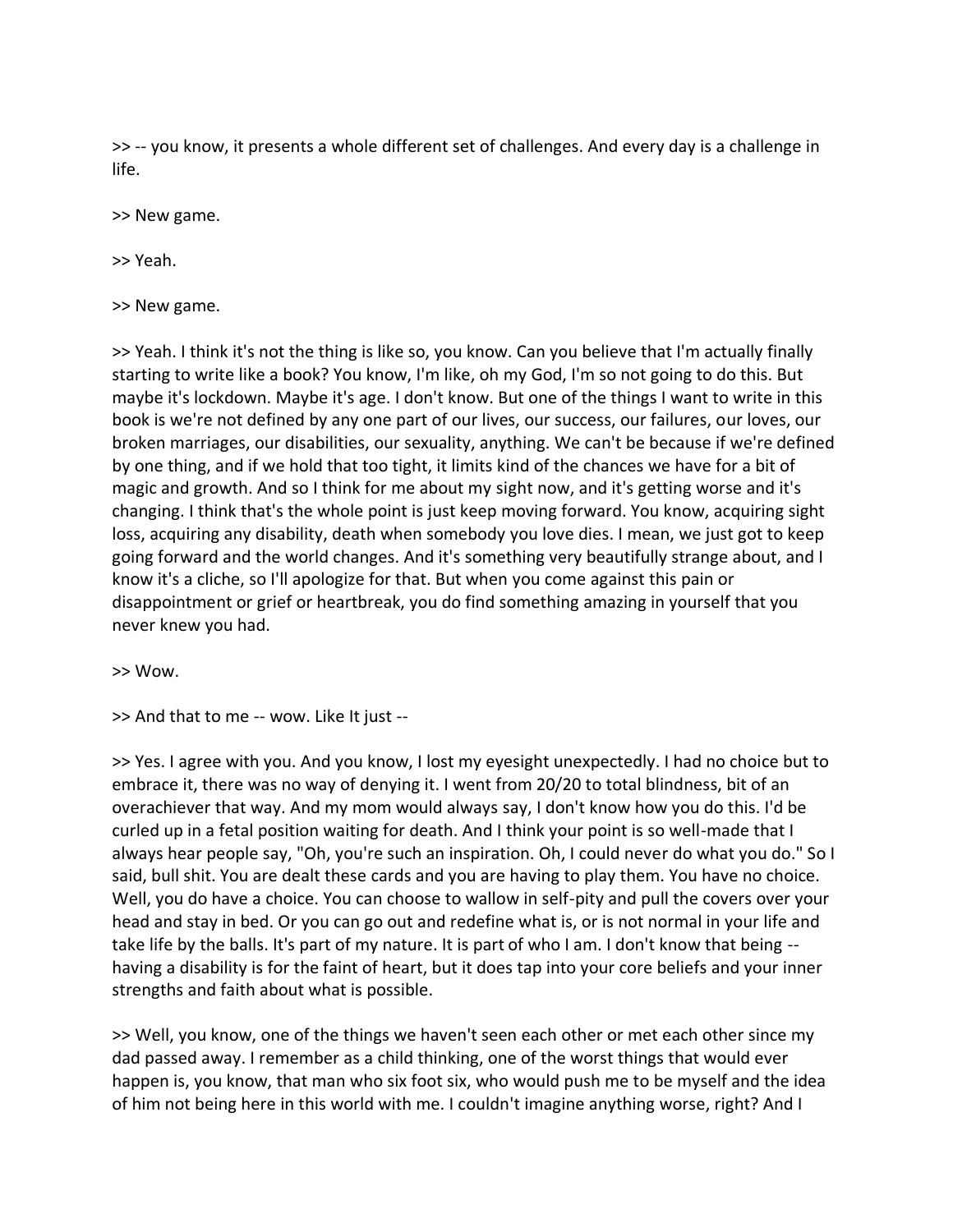>> -- you know, it presents a whole different set of challenges. And every day is a challenge in life.

>> New game.

>> Yeah.

>> New game.

>> Yeah. I think it's not the thing is like so, you know. Can you believe that I'm actually finally starting to write like a book? You know, I'm like, oh my God, I'm so not going to do this. But maybe it's lockdown. Maybe it's age. I don't know. But one of the things I want to write in this book is we're not defined by any one part of our lives, our success, our failures, our loves, our broken marriages, our disabilities, our sexuality, anything. We can't be because if we're defined by one thing, and if we hold that too tight, it limits kind of the chances we have for a bit of magic and growth. And so I think for me about my sight now, and it's getting worse and it's changing. I think that's the whole point is just keep moving forward. You know, acquiring sight loss, acquiring any disability, death when somebody you love dies. I mean, we just got to keep going forward and the world changes. And it's something very beautifully strange about, and I know it's a cliche, so I'll apologize for that. But when you come against this pain or disappointment or grief or heartbreak, you do find something amazing in yourself that you never knew you had.

>> Wow.

>> And that to me -- wow. Like It just --

>> Yes. I agree with you. And you know, I lost my eyesight unexpectedly. I had no choice but to embrace it, there was no way of denying it. I went from 20/20 to total blindness, bit of an overachiever that way. And my mom would always say, I don't know how you do this. I'd be curled up in a fetal position waiting for death. And I think your point is so well-made that I always hear people say, "Oh, you're such an inspiration. Oh, I could never do what you do." So I said, bull shit. You are dealt these cards and you are having to play them. You have no choice. Well, you do have a choice. You can choose to wallow in self-pity and pull the covers over your head and stay in bed. Or you can go out and redefine what is, or is not normal in your life and take life by the balls. It's part of my nature. It is part of who I am. I don't know that being -- having a disability is for the faint of heart, but it does tap into your core beliefs and your inner strengths and faith about what is possible.

>> Well, you know, one of the things we haven't seen each other or met each other since my dad passed away. I remember as a child thinking, one of the worst things that would ever happen is, you know, that man who six foot six, who would push me to be myself and the idea of him not being here in this world with me. I couldn't imagine anything worse, right? And I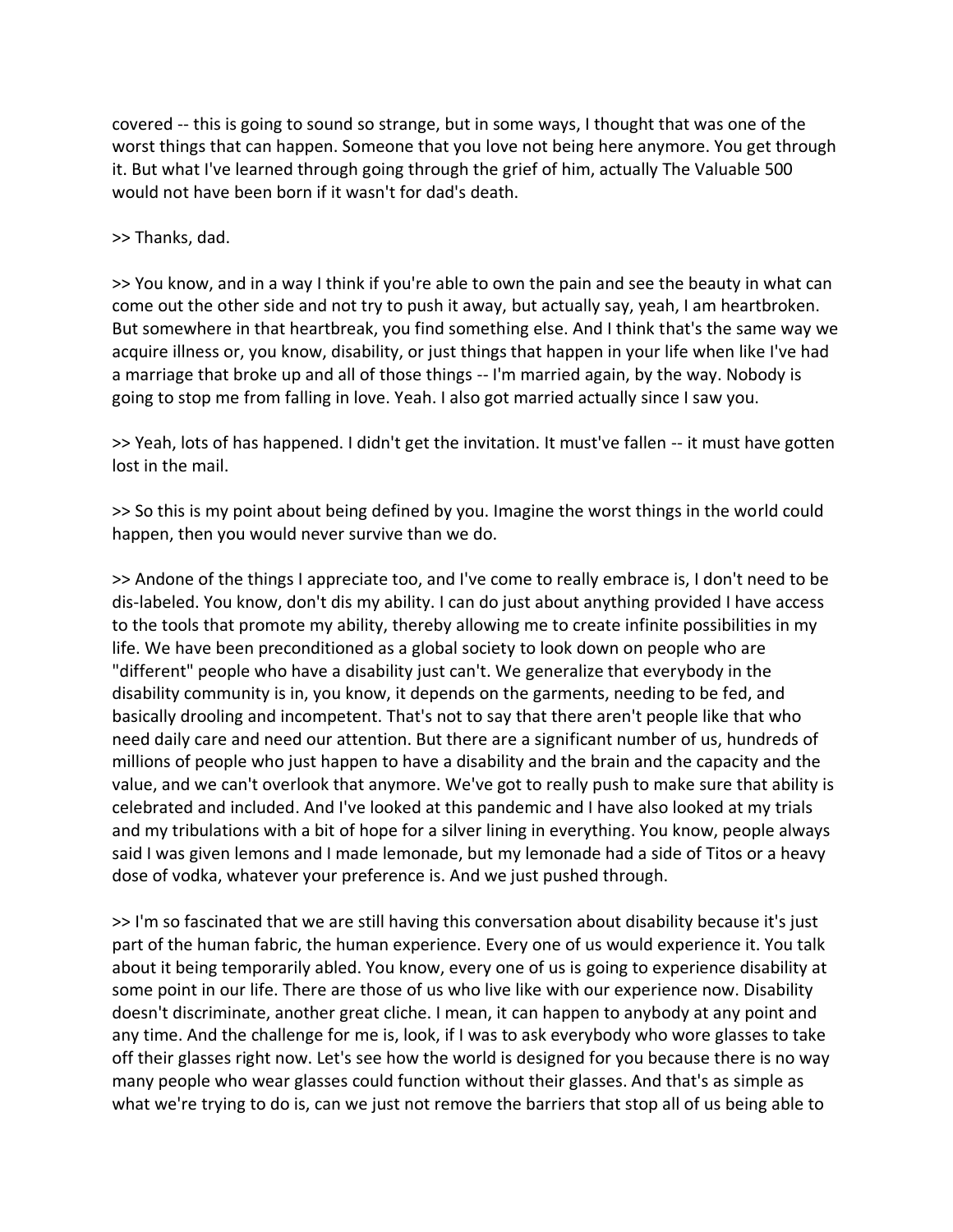covered -- this is going to sound so strange, but in some ways, I thought that was one of the worst things that can happen. Someone that you love not being here anymore. You get through it. But what I've learned through going through the grief of him, actually The Valuable 500 would not have been born if it wasn't for dad's death.

>> Thanks, dad.

>> You know, and in a way I think if you're able to own the pain and see the beauty in what can come out the other side and not try to push it away, but actually say, yeah, I am heartbroken. But somewhere in that heartbreak, you find something else. And I think that's the same way we acquire illness or, you know, disability, or just things that happen in your life when like I've had a marriage that broke up and all of those things -- I'm married again, by the way. Nobody is going to stop me from falling in love. Yeah. I also got married actually since I saw you.

>> Yeah, lots of has happened. I didn't get the invitation. It must've fallen -- it must have gotten lost in the mail.

>> So this is my point about being defined by you. Imagine the worst things in the world could happen, then you would never survive than we do.

>> Andone of the things I appreciate too, and I've come to really embrace is, I don't need to be dis-labeled. You know, don't dis my ability. I can do just about anything provided I have access to the tools that promote my ability, thereby allowing me to create infinite possibilities in my life. We have been preconditioned as a global society to look down on people who are "different" people who have a disability just can't. We generalize that everybody in the disability community is in, you know, it depends on the garments, needing to be fed, and basically drooling and incompetent. That's not to say that there aren't people like that who need daily care and need our attention. But there are a significant number of us, hundreds of millions of people who just happen to have a disability and the brain and the capacity and the value, and we can't overlook that anymore. We've got to really push to make sure that ability is celebrated and included. And I've looked at this pandemic and I have also looked at my trials and my tribulations with a bit of hope for a silver lining in everything. You know, people always said I was given lemons and I made lemonade, but my lemonade had a side of Titos or a heavy dose of vodka, whatever your preference is. And we just pushed through.

>> I'm so fascinated that we are still having this conversation about disability because it's just part of the human fabric, the human experience. Every one of us would experience it. You talk about it being temporarily abled. You know, every one of us is going to experience disability at some point in our life. There are those of us who live like with our experience now. Disability doesn't discriminate, another great cliche. I mean, it can happen to anybody at any point and any time. And the challenge for me is, look, if I was to ask everybody who wore glasses to take off their glasses right now. Let's see how the world is designed for you because there is no way many people who wear glasses could function without their glasses. And that's as simple as what we're trying to do is, can we just not remove the barriers that stop all of us being able to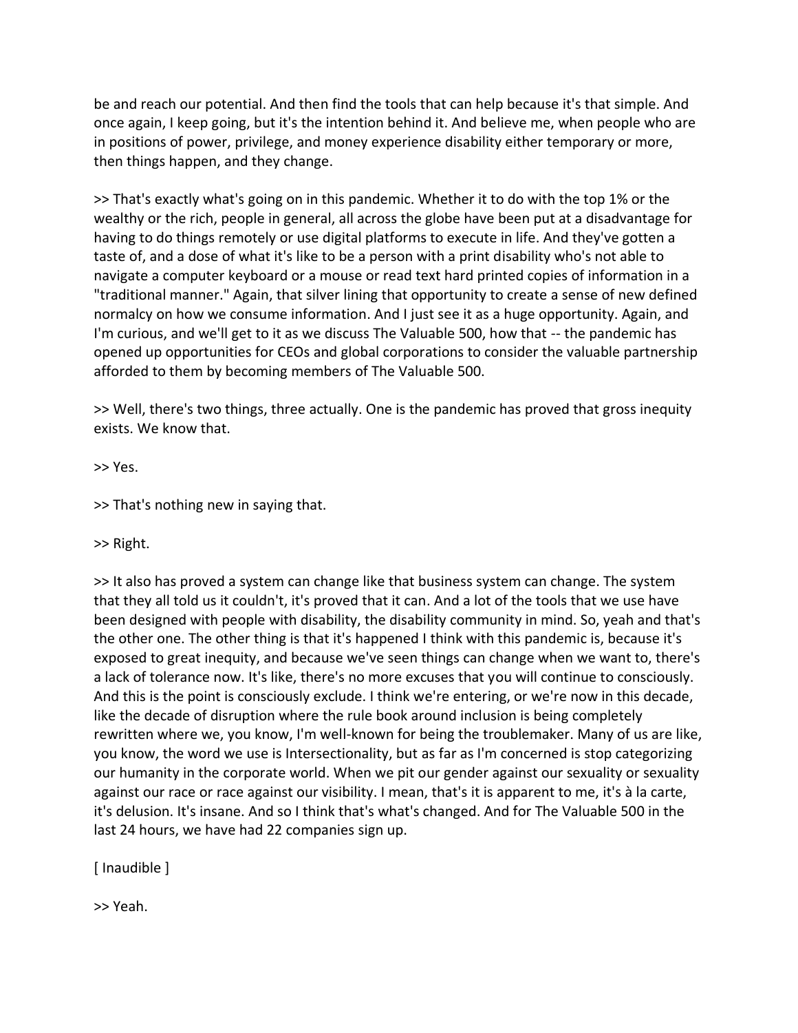be and reach our potential. And then find the tools that can help because it's that simple. And once again, I keep going, but it's the intention behind it. And believe me, when people who are in positions of power, privilege, and money experience disability either temporary or more, then things happen, and they change.

>> That's exactly what's going on in this pandemic. Whether it to do with the top 1% or the wealthy or the rich, people in general, all across the globe have been put at a disadvantage for having to do things remotely or use digital platforms to execute in life. And they've gotten a taste of, and a dose of what it's like to be a person with a print disability who's not able to navigate a computer keyboard or a mouse or read text hard printed copies of information in a "traditional manner." Again, that silver lining that opportunity to create a sense of new defined normalcy on how we consume information. And I just see it as a huge opportunity. Again, and I'm curious, and we'll get to it as we discuss The Valuable 500, how that -- the pandemic has opened up opportunities for CEOs and global corporations to consider the valuable partnership afforded to them by becoming members of The Valuable 500.

>> Well, there's two things, three actually. One is the pandemic has proved that gross inequity exists. We know that.

>> Yes.

>> That's nothing new in saying that.

>> Right.

>> It also has proved a system can change like that business system can change. The system that they all told us it couldn't, it's proved that it can. And a lot of the tools that we use have been designed with people with disability, the disability community in mind. So, yeah and that's the other one. The other thing is that it's happened I think with this pandemic is, because it's exposed to great inequity, and because we've seen things can change when we want to, there's a lack of tolerance now. It's like, there's no more excuses that you will continue to consciously. And this is the point is consciously exclude. I think we're entering, or we're now in this decade, like the decade of disruption where the rule book around inclusion is being completely rewritten where we, you know, I'm well-known for being the troublemaker. Many of us are like, you know, the word we use is Intersectionality, but as far as I'm concerned is stop categorizing our humanity in the corporate world. When we pit our gender against our sexuality or sexuality against our race or race against our visibility. I mean, that's it is apparent to me, it's à la carte, it's delusion. It's insane. And so I think that's what's changed. And for The Valuable 500 in the last 24 hours, we have had 22 companies sign up.

[ Inaudible ]

>> Yeah.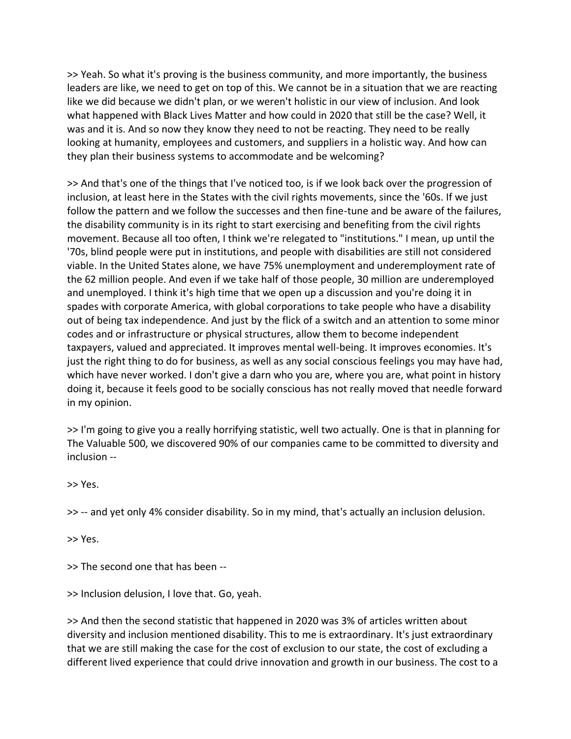>> Yeah. So what it's proving is the business community, and more importantly, the business leaders are like, we need to get on top of this. We cannot be in a situation that we are reacting like we did because we didn't plan, or we weren't holistic in our view of inclusion. And look what happened with Black Lives Matter and how could in 2020 that still be the case? Well, it was and it is. And so now they know they need to not be reacting. They need to be really looking at humanity, employees and customers, and suppliers in a holistic way. And how can they plan their business systems to accommodate and be welcoming?

>> And that's one of the things that I've noticed too, is if we look back over the progression of inclusion, at least here in the States with the civil rights movements, since the '60s. If we just follow the pattern and we follow the successes and then fine-tune and be aware of the failures, the disability community is in its right to start exercising and benefiting from the civil rights movement. Because all too often, I think we're relegated to "institutions." I mean, up until the '70s, blind people were put in institutions, and people with disabilities are still not considered viable. In the United States alone, we have 75% unemployment and underemployment rate of the 62 million people. And even if we take half of those people, 30 million are underemployed and unemployed. I think it's high time that we open up a discussion and you're doing it in spades with corporate America, with global corporations to take people who have a disability out of being tax independence. And just by the flick of a switch and an attention to some minor codes and or infrastructure or physical structures, allow them to become independent taxpayers, valued and appreciated. It improves mental well-being. It improves economies. It's just the right thing to do for business, as well as any social conscious feelings you may have had, which have never worked. I don't give a darn who you are, where you are, what point in history doing it, because it feels good to be socially conscious has not really moved that needle forward in my opinion.

>> I'm going to give you a really horrifying statistic, well two actually. One is that in planning for The Valuable 500, we discovered 90% of our companies came to be committed to diversity and inclusion --

>> Yes.

>> -- and yet only 4% consider disability. So in my mind, that's actually an inclusion delusion.

>> Yes.

>> The second one that has been --

>> Inclusion delusion, I love that. Go, yeah.

>> And then the second statistic that happened in 2020 was 3% of articles written about diversity and inclusion mentioned disability. This to me is extraordinary. It's just extraordinary that we are still making the case for the cost of exclusion to our state, the cost of excluding a different lived experience that could drive innovation and growth in our business. The cost to a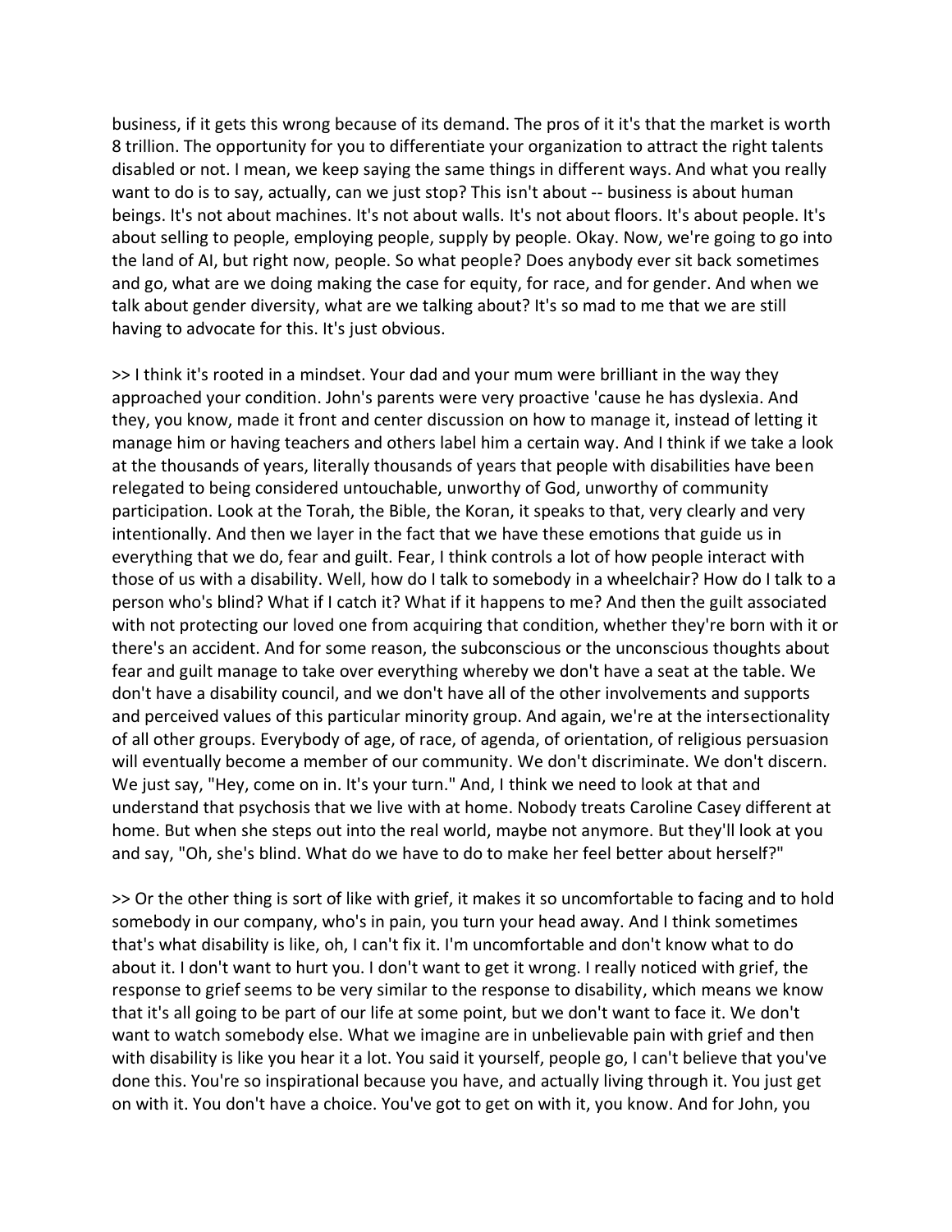business, if it gets this wrong because of its demand. The pros of it it's that the market is worth 8 trillion. The opportunity for you to differentiate your organization to attract the right talents disabled or not. I mean, we keep saying the same things in different ways. And what you really want to do is to say, actually, can we just stop? This isn't about -- business is about human beings. It's not about machines. It's not about walls. It's not about floors. It's about people. It's about selling to people, employing people, supply by people. Okay. Now, we're going to go into the land of AI, but right now, people. So what people? Does anybody ever sit back sometimes and go, what are we doing making the case for equity, for race, and for gender. And when we talk about gender diversity, what are we talking about? It's so mad to me that we are still having to advocate for this. It's just obvious.

>> I think it's rooted in a mindset. Your dad and your mum were brilliant in the way they approached your condition. John's parents were very proactive 'cause he has dyslexia. And they, you know, made it front and center discussion on how to manage it, instead of letting it manage him or having teachers and others label him a certain way. And I think if we take a look at the thousands of years, literally thousands of years that people with disabilities have been relegated to being considered untouchable, unworthy of God, unworthy of community participation. Look at the Torah, the Bible, the Koran, it speaks to that, very clearly and very intentionally. And then we layer in the fact that we have these emotions that guide us in everything that we do, fear and guilt. Fear, I think controls a lot of how people interact with those of us with a disability. Well, how do I talk to somebody in a wheelchair? How do I talk to a person who's blind? What if I catch it? What if it happens to me? And then the guilt associated with not protecting our loved one from acquiring that condition, whether they're born with it or there's an accident. And for some reason, the subconscious or the unconscious thoughts about fear and guilt manage to take over everything whereby we don't have a seat at the table. We don't have a disability council, and we don't have all of the other involvements and supports and perceived values of this particular minority group. And again, we're at the intersectionality of all other groups. Everybody of age, of race, of agenda, of orientation, of religious persuasion will eventually become a member of our community. We don't discriminate. We don't discern. We just say, "Hey, come on in. It's your turn." And, I think we need to look at that and understand that psychosis that we live with at home. Nobody treats Caroline Casey different at home. But when she steps out into the real world, maybe not anymore. But they'll look at you and say, "Oh, she's blind. What do we have to do to make her feel better about herself?"

>> Or the other thing is sort of like with grief, it makes it so uncomfortable to facing and to hold somebody in our company, who's in pain, you turn your head away. And I think sometimes that's what disability is like, oh, I can't fix it. I'm uncomfortable and don't know what to do about it. I don't want to hurt you. I don't want to get it wrong. I really noticed with grief, the response to grief seems to be very similar to the response to disability, which means we know that it's all going to be part of our life at some point, but we don't want to face it. We don't want to watch somebody else. What we imagine are in unbelievable pain with grief and then with disability is like you hear it a lot. You said it yourself, people go, I can't believe that you've done this. You're so inspirational because you have, and actually living through it. You just get on with it. You don't have a choice. You've got to get on with it, you know. And for John, you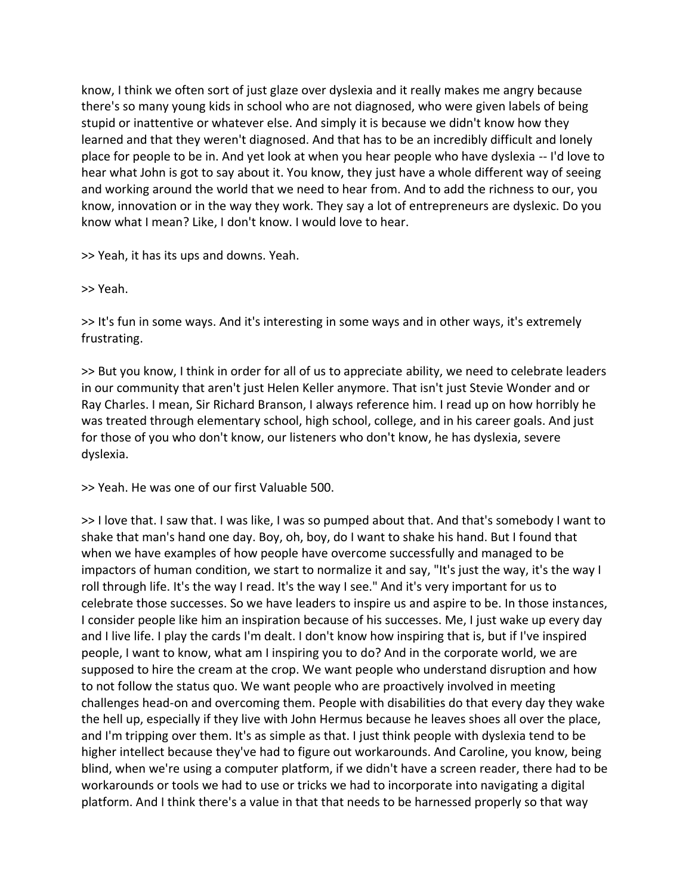know, I think we often sort of just glaze over dyslexia and it really makes me angry because there's so many young kids in school who are not diagnosed, who were given labels of being stupid or inattentive or whatever else. And simply it is because we didn't know how they learned and that they weren't diagnosed. And that has to be an incredibly difficult and lonely place for people to be in. And yet look at when you hear people who have dyslexia -- I'd love to hear what John is got to say about it. You know, they just have a whole different way of seeing and working around the world that we need to hear from. And to add the richness to our, you know, innovation or in the way they work. They say a lot of entrepreneurs are dyslexic. Do you know what I mean? Like, I don't know. I would love to hear.

>> Yeah, it has its ups and downs. Yeah.

>> Yeah.

>> It's fun in some ways. And it's interesting in some ways and in other ways, it's extremely frustrating.

>> But you know, I think in order for all of us to appreciate ability, we need to celebrate leaders in our community that aren't just Helen Keller anymore. That isn't just Stevie Wonder and or Ray Charles. I mean, Sir Richard Branson, I always reference him. I read up on how horribly he was treated through elementary school, high school, college, and in his career goals. And just for those of you who don't know, our listeners who don't know, he has dyslexia, severe dyslexia.

>> Yeah. He was one of our first Valuable 500.

>> I love that. I saw that. I was like, I was so pumped about that. And that's somebody I want to shake that man's hand one day. Boy, oh, boy, do I want to shake his hand. But I found that when we have examples of how people have overcome successfully and managed to be impactors of human condition, we start to normalize it and say, "It's just the way, it's the way I roll through life. It's the way I read. It's the way I see." And it's very important for us to celebrate those successes. So we have leaders to inspire us and aspire to be. In those instances, I consider people like him an inspiration because of his successes. Me, I just wake up every day and I live life. I play the cards I'm dealt. I don't know how inspiring that is, but if I've inspired people, I want to know, what am I inspiring you to do? And in the corporate world, we are supposed to hire the cream at the crop. We want people who understand disruption and how to not follow the status quo. We want people who are proactively involved in meeting challenges head-on and overcoming them. People with disabilities do that every day they wake the hell up, especially if they live with John Hermus because he leaves shoes all over the place, and I'm tripping over them. It's as simple as that. I just think people with dyslexia tend to be higher intellect because they've had to figure out workarounds. And Caroline, you know, being blind, when we're using a computer platform, if we didn't have a screen reader, there had to be workarounds or tools we had to use or tricks we had to incorporate into navigating a digital platform. And I think there's a value in that that needs to be harnessed properly so that way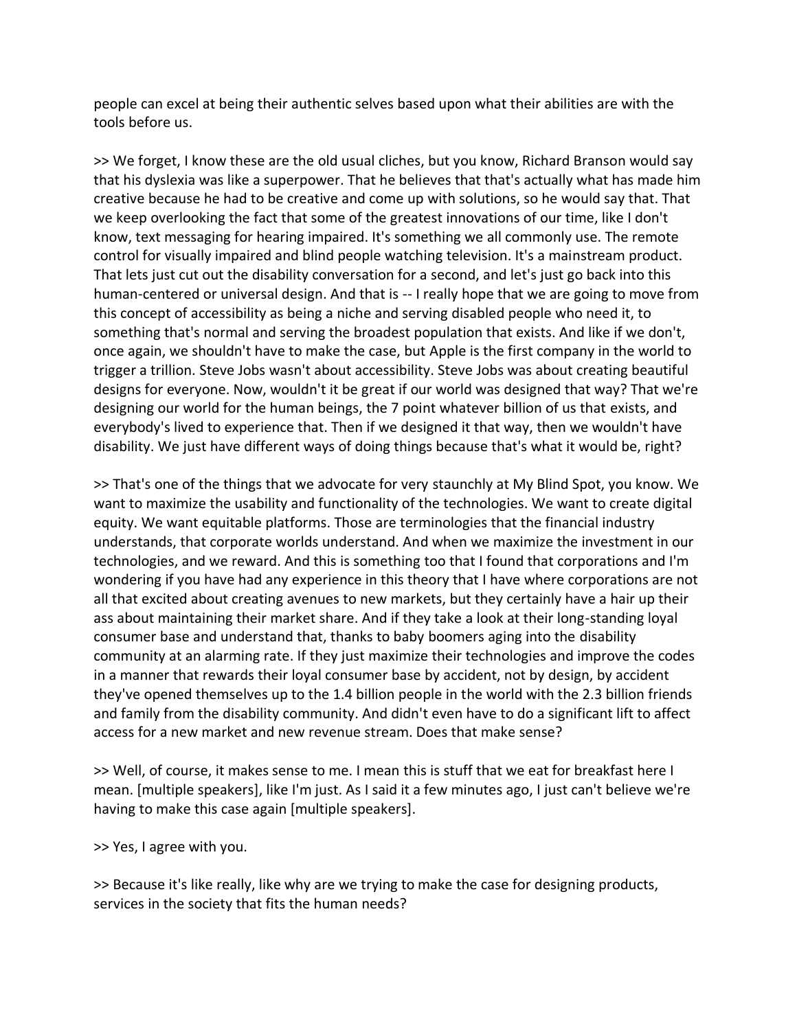people can excel at being their authentic selves based upon what their abilities are with the tools before us.

>> We forget, I know these are the old usual cliches, but you know, Richard Branson would say that his dyslexia was like a superpower. That he believes that that's actually what has made him creative because he had to be creative and come up with solutions, so he would say that. That we keep overlooking the fact that some of the greatest innovations of our time, like I don't know, text messaging for hearing impaired. It's something we all commonly use. The remote control for visually impaired and blind people watching television. It's a mainstream product. That lets just cut out the disability conversation for a second, and let's just go back into this human-centered or universal design. And that is -- I really hope that we are going to move from this concept of accessibility as being a niche and serving disabled people who need it, to something that's normal and serving the broadest population that exists. And like if we don't, once again, we shouldn't have to make the case, but Apple is the first company in the world to trigger a trillion. Steve Jobs wasn't about accessibility. Steve Jobs was about creating beautiful designs for everyone. Now, wouldn't it be great if our world was designed that way? That we're designing our world for the human beings, the 7 point whatever billion of us that exists, and everybody's lived to experience that. Then if we designed it that way, then we wouldn't have disability. We just have different ways of doing things because that's what it would be, right?

>> That's one of the things that we advocate for very staunchly at My Blind Spot, you know. We want to maximize the usability and functionality of the technologies. We want to create digital equity. We want equitable platforms. Those are terminologies that the financial industry understands, that corporate worlds understand. And when we maximize the investment in our technologies, and we reward. And this is something too that I found that corporations and I'm wondering if you have had any experience in this theory that I have where corporations are not all that excited about creating avenues to new markets, but they certainly have a hair up their ass about maintaining their market share. And if they take a look at their long-standing loyal consumer base and understand that, thanks to baby boomers aging into the disability community at an alarming rate. If they just maximize their technologies and improve the codes in a manner that rewards their loyal consumer base by accident, not by design, by accident they've opened themselves up to the 1.4 billion people in the world with the 2.3 billion friends and family from the disability community. And didn't even have to do a significant lift to affect access for a new market and new revenue stream. Does that make sense?

>> Well, of course, it makes sense to me. I mean this is stuff that we eat for breakfast here I mean. [multiple speakers], like I'm just. As I said it a few minutes ago, I just can't believe we're having to make this case again [multiple speakers].

>> Yes, I agree with you.

>> Because it's like really, like why are we trying to make the case for designing products, services in the society that fits the human needs?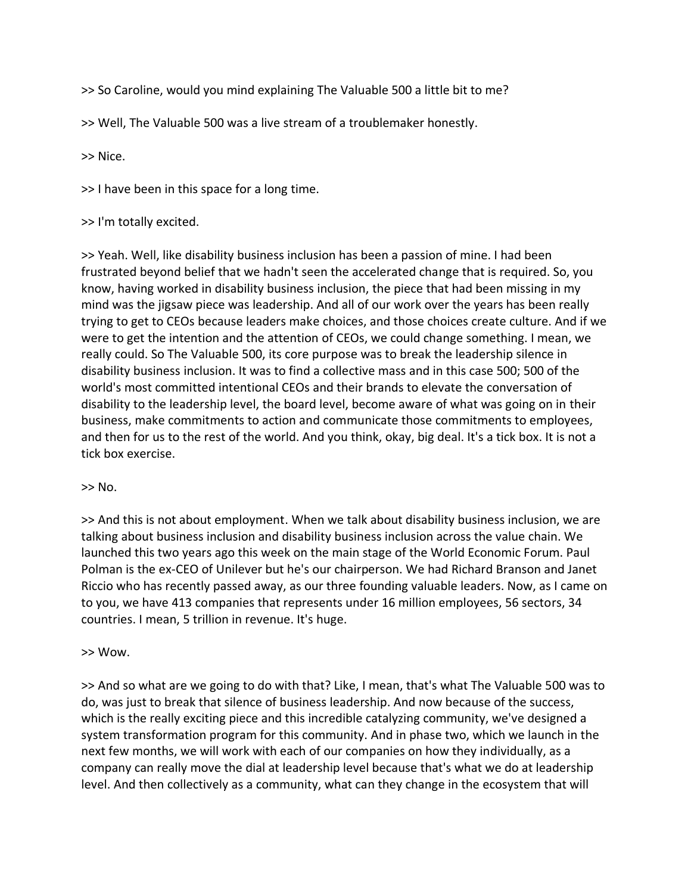>> So Caroline, would you mind explaining The Valuable 500 a little bit to me?

>> Well, The Valuable 500 was a live stream of a troublemaker honestly.

>> Nice.

>> I have been in this space for a long time.

>> I'm totally excited.

>> Yeah. Well, like disability business inclusion has been a passion of mine. I had been frustrated beyond belief that we hadn't seen the accelerated change that is required. So, you know, having worked in disability business inclusion, the piece that had been missing in my mind was the jigsaw piece was leadership. And all of our work over the years has been really trying to get to CEOs because leaders make choices, and those choices create culture. And if we were to get the intention and the attention of CEOs, we could change something. I mean, we really could. So The Valuable 500, its core purpose was to break the leadership silence in disability business inclusion. It was to find a collective mass and in this case 500; 500 of the world's most committed intentional CEOs and their brands to elevate the conversation of disability to the leadership level, the board level, become aware of what was going on in their business, make commitments to action and communicate those commitments to employees, and then for us to the rest of the world. And you think, okay, big deal. It's a tick box. It is not a tick box exercise.

>> No.

>> And this is not about employment. When we talk about disability business inclusion, we are talking about business inclusion and disability business inclusion across the value chain. We launched this two years ago this week on the main stage of the World Economic Forum. Paul Polman is the ex-CEO of Unilever but he's our chairperson. We had Richard Branson and Janet Riccio who has recently passed away, as our three founding valuable leaders. Now, as I came on to you, we have 413 companies that represents under 16 million employees, 56 sectors, 34 countries. I mean, 5 trillion in revenue. It's huge.

>> Wow.

>> And so what are we going to do with that? Like, I mean, that's what The Valuable 500 was to do, was just to break that silence of business leadership. And now because of the success, which is the really exciting piece and this incredible catalyzing community, we've designed a system transformation program for this community. And in phase two, which we launch in the next few months, we will work with each of our companies on how they individually, as a company can really move the dial at leadership level because that's what we do at leadership level. And then collectively as a community, what can they change in the ecosystem that will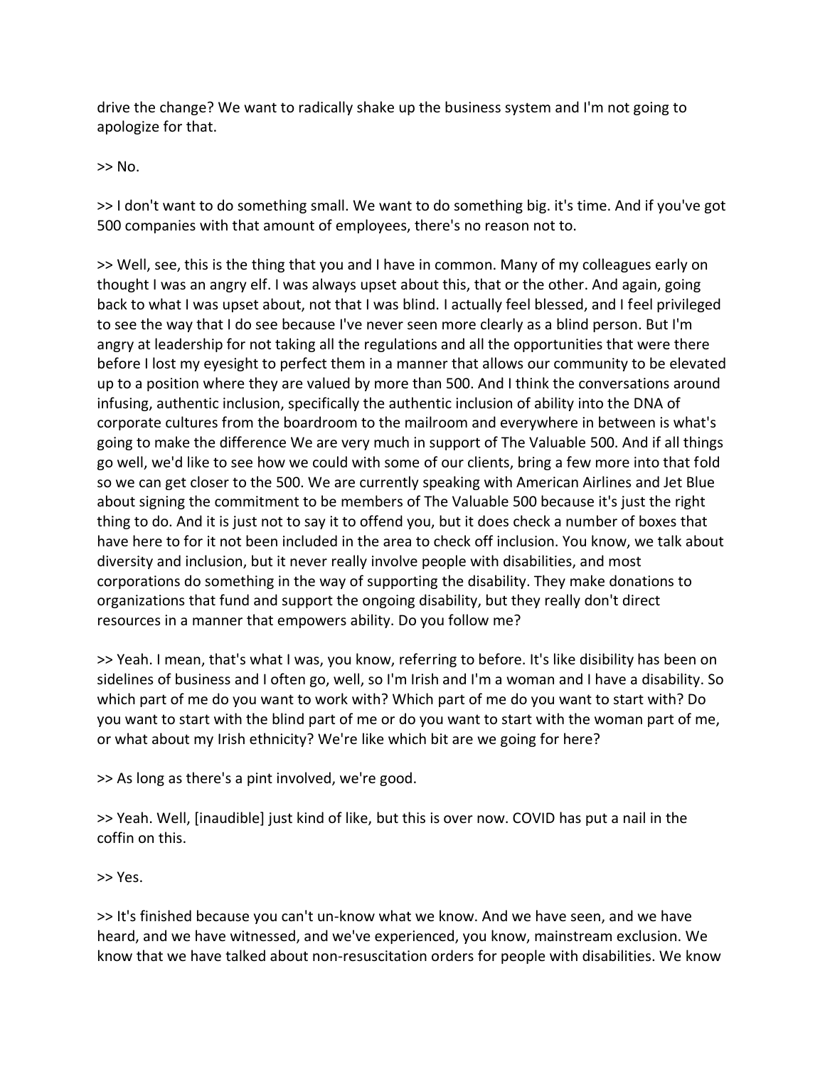drive the change? We want to radically shake up the business system and I'm not going to apologize for that.

>> No.

>> I don't want to do something small. We want to do something big. it's time. And if you've got 500 companies with that amount of employees, there's no reason not to.

>> Well, see, this is the thing that you and I have in common. Many of my colleagues early on thought I was an angry elf. I was always upset about this, that or the other. And again, going back to what I was upset about, not that I was blind. I actually feel blessed, and I feel privileged to see the way that I do see because I've never seen more clearly as a blind person. But I'm angry at leadership for not taking all the regulations and all the opportunities that were there before I lost my eyesight to perfect them in a manner that allows our community to be elevated up to a position where they are valued by more than 500. And I think the conversations around infusing, authentic inclusion, specifically the authentic inclusion of ability into the DNA of corporate cultures from the boardroom to the mailroom and everywhere in between is what's going to make the difference We are very much in support of The Valuable 500. And if all things go well, we'd like to see how we could with some of our clients, bring a few more into that fold so we can get closer to the 500. We are currently speaking with American Airlines and Jet Blue about signing the commitment to be members of The Valuable 500 because it's just the right thing to do. And it is just not to say it to offend you, but it does check a number of boxes that have here to for it not been included in the area to check off inclusion. You know, we talk about diversity and inclusion, but it never really involve people with disabilities, and most corporations do something in the way of supporting the disability. They make donations to organizations that fund and support the ongoing disability, but they really don't direct resources in a manner that empowers ability. Do you follow me?

>> Yeah. I mean, that's what I was, you know, referring to before. It's like disibility has been on sidelines of business and I often go, well, so I'm Irish and I'm a woman and I have a disability. So which part of me do you want to work with? Which part of me do you want to start with? Do you want to start with the blind part of me or do you want to start with the woman part of me, or what about my Irish ethnicity? We're like which bit are we going for here?

>> As long as there's a pint involved, we're good.

>> Yeah. Well, [inaudible] just kind of like, but this is over now. COVID has put a nail in the coffin on this.

>> Yes.

>> It's finished because you can't un-know what we know. And we have seen, and we have heard, and we have witnessed, and we've experienced, you know, mainstream exclusion. We know that we have talked about non-resuscitation orders for people with disabilities. We know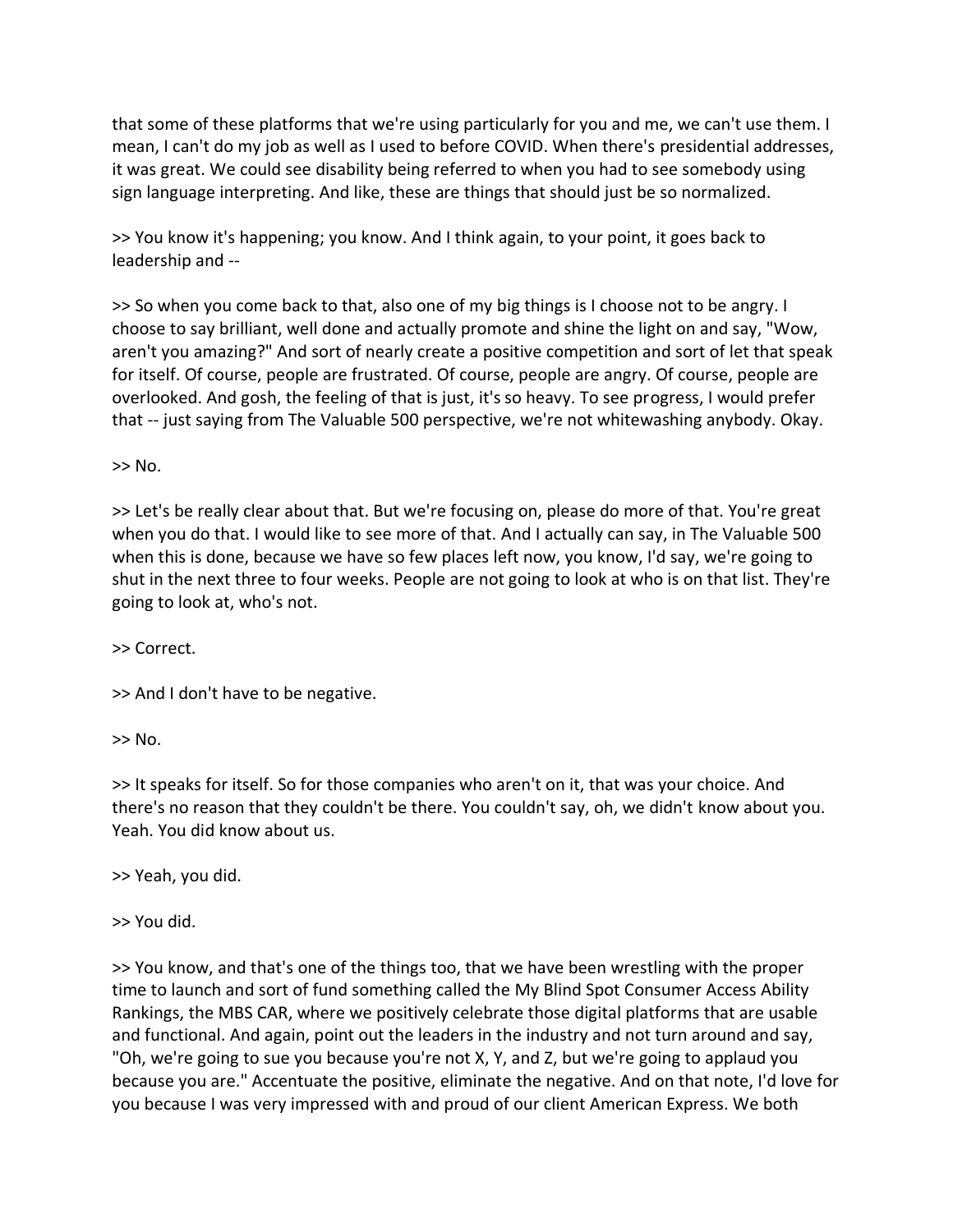that some of these platforms that we're using particularly for you and me, we can't use them. I mean, I can't do my job as well as I used to before COVID. When there's presidential addresses, it was great. We could see disability being referred to when you had to see somebody using sign language interpreting. And like, these are things that should just be so normalized.

>> You know it's happening; you know. And I think again, to your point, it goes back to leadership and --

>> So when you come back to that, also one of my big things is I choose not to be angry. I choose to say brilliant, well done and actually promote and shine the light on and say, "Wow, aren't you amazing?" And sort of nearly create a positive competition and sort of let that speak for itself. Of course, people are frustrated. Of course, people are angry. Of course, people are overlooked. And gosh, the feeling of that is just, it's so heavy. To see progress, I would prefer that -- just saying from The Valuable 500 perspective, we're not whitewashing anybody. Okay.

>> No.

>> Let's be really clear about that. But we're focusing on, please do more of that. You're great when you do that. I would like to see more of that. And I actually can say, in The Valuable 500 when this is done, because we have so few places left now, you know, I'd say, we're going to shut in the next three to four weeks. People are not going to look at who is on that list. They're going to look at, who's not.

>> Correct.

>> And I don't have to be negative.

>> No.

>> It speaks for itself. So for those companies who aren't on it, that was your choice. And there's no reason that they couldn't be there. You couldn't say, oh, we didn't know about you. Yeah. You did know about us.

>> Yeah, you did.

>> You did.

>> You know, and that's one of the things too, that we have been wrestling with the proper time to launch and sort of fund something called the My Blind Spot Consumer Access Ability Rankings, the MBS CAR, where we positively celebrate those digital platforms that are usable and functional. And again, point out the leaders in the industry and not turn around and say, "Oh, we're going to sue you because you're not X, Y, and Z, but we're going to applaud you because you are." Accentuate the positive, eliminate the negative. And on that note, I'd love for you because I was very impressed with and proud of our client American Express. We both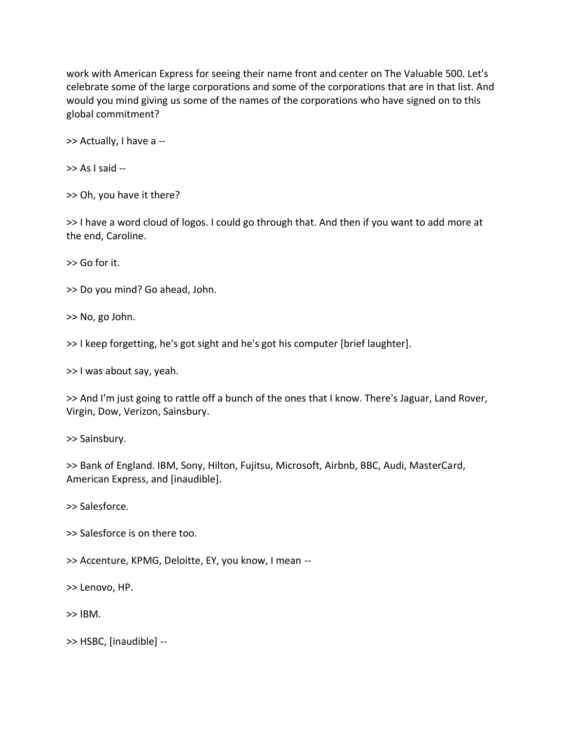work with American Express for seeing their name front and center on The Valuable 500. Let's celebrate some of the large corporations and some of the corporations that are in that list. And would you mind giving us some of the names of the corporations who have signed on to this global commitment?

>> Actually, I have a --

>> As I said --

>> Oh, you have it there?

>> I have a word cloud of logos. I could go through that. And then if you want to add more at the end, Caroline.

>> Go for it.

>> Do you mind? Go ahead, John.

>> No, go John.

>> I keep forgetting, he's got sight and he's got his computer [brief laughter].

>> I was about say, yeah.

>> And I'm just going to rattle off a bunch of the ones that I know. There's Jaguar, Land Rover, Virgin, Dow, Verizon, Sainsbury.

>> Sainsbury.

>> Bank of England. IBM, Sony, Hilton, Fujitsu, Microsoft, Airbnb, BBC, Audi, MasterCard, American Express, and [inaudible].

>> Salesforce.

>> Salesforce is on there too.

>> Accenture, KPMG, Deloitte, EY, you know, I mean --

>> Lenovo, HP.

>> IBM.

>> HSBC, [inaudible] --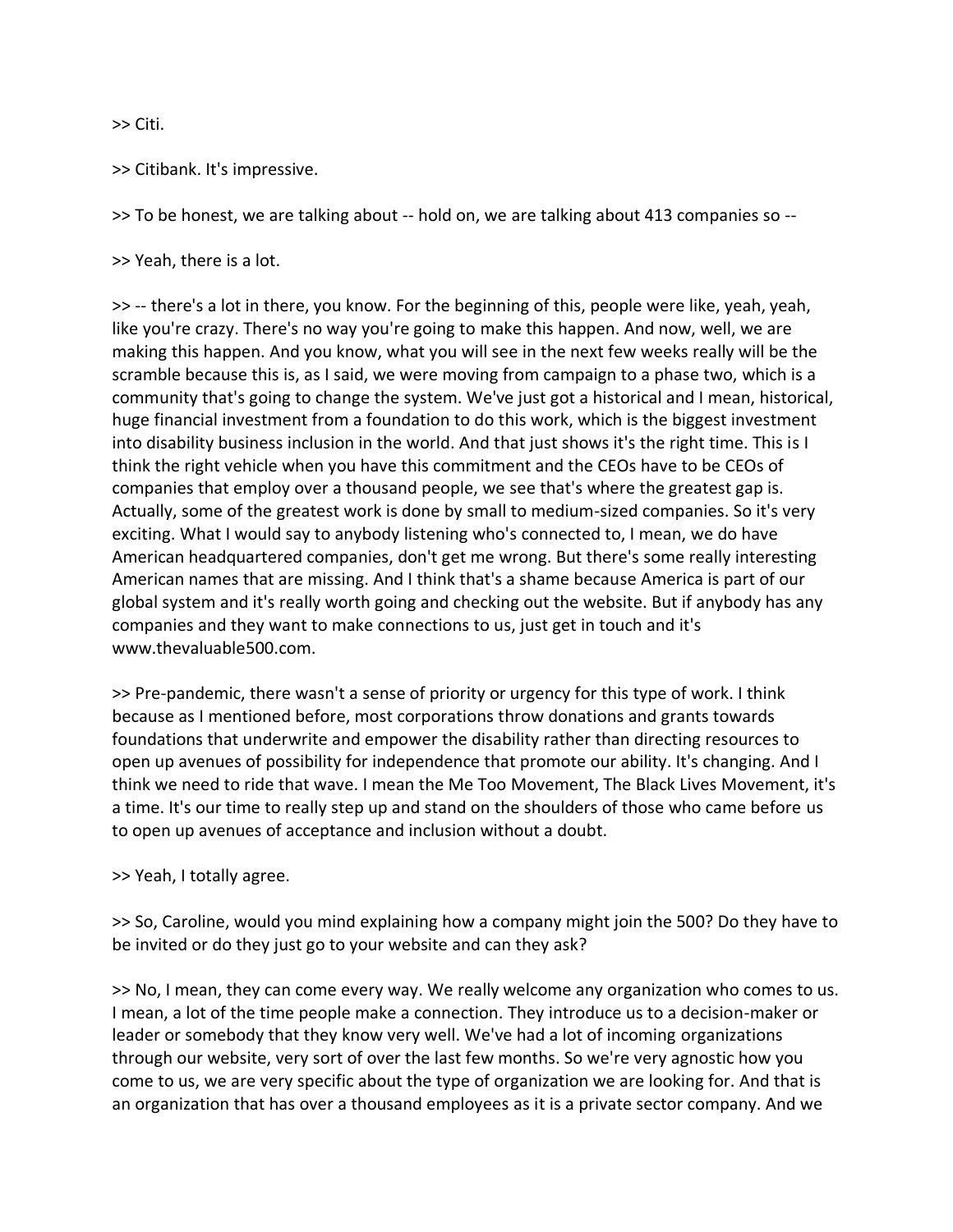>> Citi.

>> Citibank. It's impressive.

>> To be honest, we are talking about -- hold on, we are talking about 413 companies so --

>> Yeah, there is a lot.

>> -- there's a lot in there, you know. For the beginning of this, people were like, yeah, yeah, like you're crazy. There's no way you're going to make this happen. And now, well, we are making this happen. And you know, what you will see in the next few weeks really will be the scramble because this is, as I said, we were moving from campaign to a phase two, which is a community that's going to change the system. We've just got a historical and I mean, historical, huge financial investment from a foundation to do this work, which is the biggest investment into disability business inclusion in the world. And that just shows it's the right time. This is I think the right vehicle when you have this commitment and the CEOs have to be CEOs of companies that employ over a thousand people, we see that's where the greatest gap is. Actually, some of the greatest work is done by small to medium-sized companies. So it's very exciting. What I would say to anybody listening who's connected to, I mean, we do have American headquartered companies, don't get me wrong. But there's some really interesting American names that are missing. And I think that's a shame because America is part of our global system and it's really worth going and checking out the website. But if anybody has any companies and they want to make connections to us, just get in touch and it's www.thevaluable500.com.

>> Pre-pandemic, there wasn't a sense of priority or urgency for this type of work. I think because as I mentioned before, most corporations throw donations and grants towards foundations that underwrite and empower the disability rather than directing resources to open up avenues of possibility for independence that promote our ability. It's changing. And I think we need to ride that wave. I mean the Me Too Movement, The Black Lives Movement, it's a time. It's our time to really step up and stand on the shoulders of those who came before us to open up avenues of acceptance and inclusion without a doubt.

>> Yeah, I totally agree.

>> So, Caroline, would you mind explaining how a company might join the 500? Do they have to be invited or do they just go to your website and can they ask?

>> No, I mean, they can come every way. We really welcome any organization who comes to us. I mean, a lot of the time people make a connection. They introduce us to a decision-maker or leader or somebody that they know very well. We've had a lot of incoming organizations through our website, very sort of over the last few months. So we're very agnostic how you come to us, we are very specific about the type of organization we are looking for. And that is an organization that has over a thousand employees as it is a private sector company. And we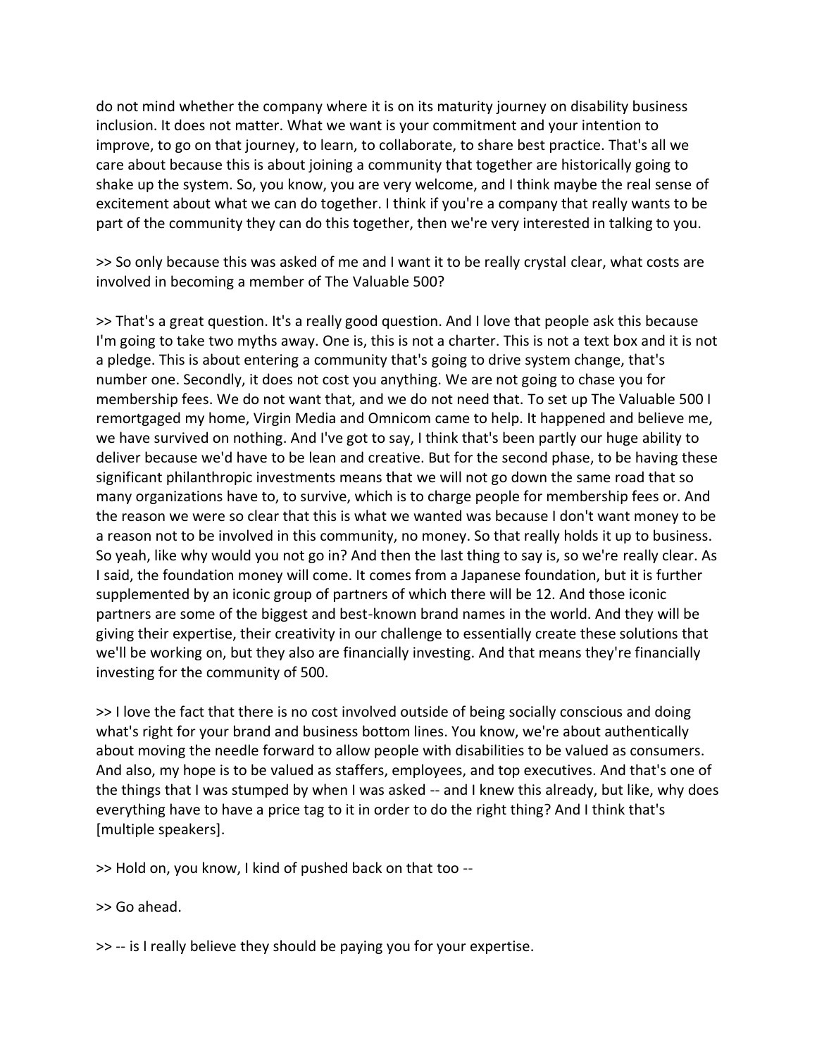do not mind whether the company where it is on its maturity journey on disability business inclusion. It does not matter. What we want is your commitment and your intention to improve, to go on that journey, to learn, to collaborate, to share best practice. That's all we care about because this is about joining a community that together are historically going to shake up the system. So, you know, you are very welcome, and I think maybe the real sense of excitement about what we can do together. I think if you're a company that really wants to be part of the community they can do this together, then we're very interested in talking to you.

>> So only because this was asked of me and I want it to be really crystal clear, what costs are involved in becoming a member of The Valuable 500?

>> That's a great question. It's a really good question. And I love that people ask this because I'm going to take two myths away. One is, this is not a charter. This is not a text box and it is not a pledge. This is about entering a community that's going to drive system change, that's number one. Secondly, it does not cost you anything. We are not going to chase you for membership fees. We do not want that, and we do not need that. To set up The Valuable 500 I remortgaged my home, Virgin Media and Omnicom came to help. It happened and believe me, we have survived on nothing. And I've got to say, I think that's been partly our huge ability to deliver because we'd have to be lean and creative. But for the second phase, to be having these significant philanthropic investments means that we will not go down the same road that so many organizations have to, to survive, which is to charge people for membership fees or. And the reason we were so clear that this is what we wanted was because I don't want money to be a reason not to be involved in this community, no money. So that really holds it up to business. So yeah, like why would you not go in? And then the last thing to say is, so we're really clear. As I said, the foundation money will come. It comes from a Japanese foundation, but it is further supplemented by an iconic group of partners of which there will be 12. And those iconic partners are some of the biggest and best-known brand names in the world. And they will be giving their expertise, their creativity in our challenge to essentially create these solutions that we'll be working on, but they also are financially investing. And that means they're financially investing for the community of 500.

>> I love the fact that there is no cost involved outside of being socially conscious and doing what's right for your brand and business bottom lines. You know, we're about authentically about moving the needle forward to allow people with disabilities to be valued as consumers. And also, my hope is to be valued as staffers, employees, and top executives. And that's one of the things that I was stumped by when I was asked -- and I knew this already, but like, why does everything have to have a price tag to it in order to do the right thing? And I think that's [multiple speakers].

>> Hold on, you know, I kind of pushed back on that too --

>> Go ahead.

>> -- is I really believe they should be paying you for your expertise.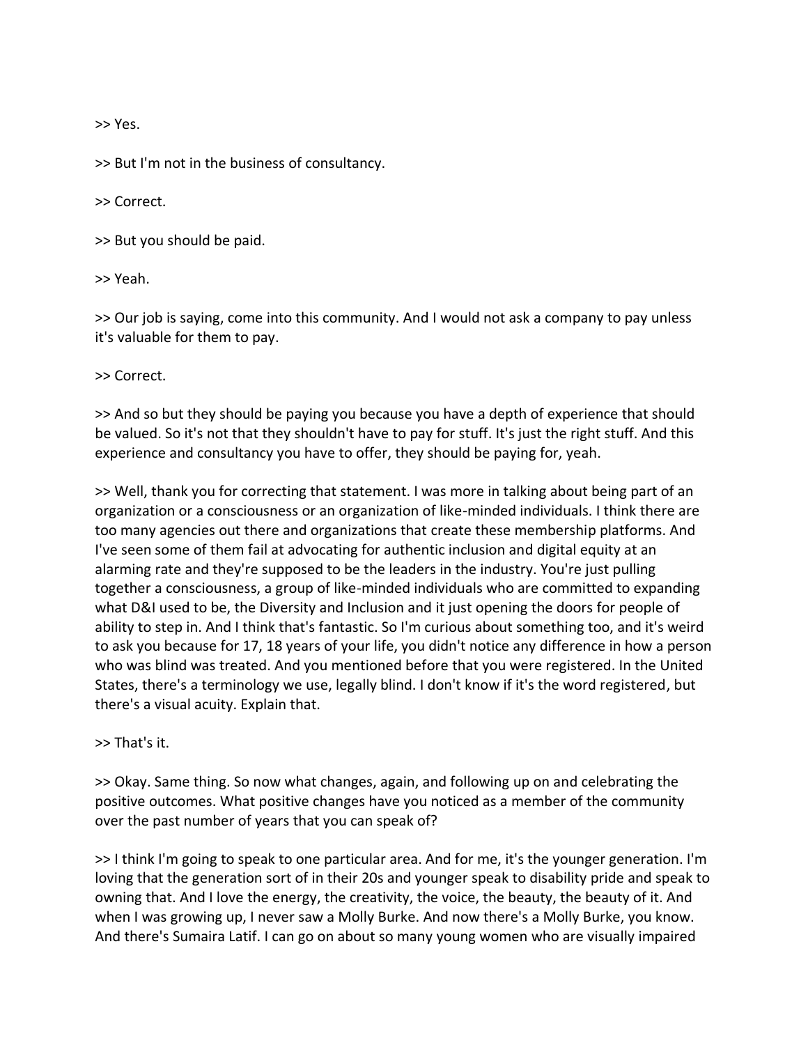>> Yes.

>> But I'm not in the business of consultancy.

>> Correct.

>> But you should be paid.

>> Yeah.

>> Our job is saying, come into this community. And I would not ask a company to pay unless it's valuable for them to pay.

>> Correct.

>> And so but they should be paying you because you have a depth of experience that should be valued. So it's not that they shouldn't have to pay for stuff. It's just the right stuff. And this experience and consultancy you have to offer, they should be paying for, yeah.

>> Well, thank you for correcting that statement. I was more in talking about being part of an organization or a consciousness or an organization of like-minded individuals. I think there are too many agencies out there and organizations that create these membership platforms. And I've seen some of them fail at advocating for authentic inclusion and digital equity at an alarming rate and they're supposed to be the leaders in the industry. You're just pulling together a consciousness, a group of like-minded individuals who are committed to expanding what D&I used to be, the Diversity and Inclusion and it just opening the doors for people of ability to step in. And I think that's fantastic. So I'm curious about something too, and it's weird to ask you because for 17, 18 years of your life, you didn't notice any difference in how a person who was blind was treated. And you mentioned before that you were registered. In the United States, there's a terminology we use, legally blind. I don't know if it's the word registered, but there's a visual acuity. Explain that.

>> That's it.

>> Okay. Same thing. So now what changes, again, and following up on and celebrating the positive outcomes. What positive changes have you noticed as a member of the community over the past number of years that you can speak of?

>> I think I'm going to speak to one particular area. And for me, it's the younger generation. I'm loving that the generation sort of in their 20s and younger speak to disability pride and speak to owning that. And I love the energy, the creativity, the voice, the beauty, the beauty of it. And when I was growing up, I never saw a Molly Burke. And now there's a Molly Burke, you know. And there's Sumaira Latif. I can go on about so many young women who are visually impaired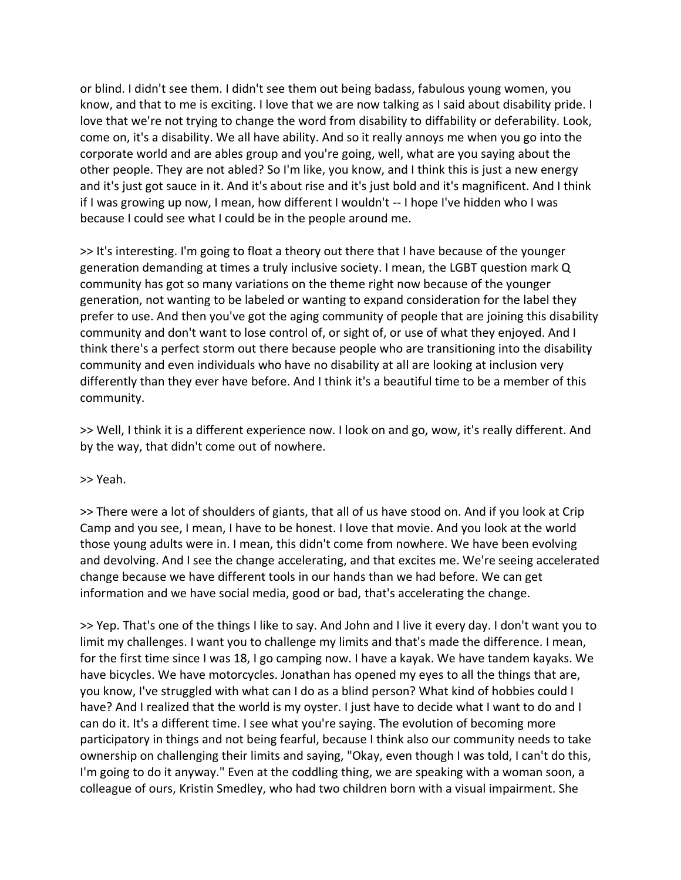or blind. I didn't see them. I didn't see them out being badass, fabulous young women, you know, and that to me is exciting. I love that we are now talking as I said about disability pride. I love that we're not trying to change the word from disability to diffability or deferability. Look, come on, it's a disability. We all have ability. And so it really annoys me when you go into the corporate world and are ables group and you're going, well, what are you saying about the other people. They are not abled? So I'm like, you know, and I think this is just a new energy and it's just got sauce in it. And it's about rise and it's just bold and it's magnificent. And I think if I was growing up now, I mean, how different I wouldn't -- I hope I've hidden who I was because I could see what I could be in the people around me.

>> It's interesting. I'm going to float a theory out there that I have because of the younger generation demanding at times a truly inclusive society. I mean, the LGBT question mark Q community has got so many variations on the theme right now because of the younger generation, not wanting to be labeled or wanting to expand consideration for the label they prefer to use. And then you've got the aging community of people that are joining this disability community and don't want to lose control of, or sight of, or use of what they enjoyed. And I think there's a perfect storm out there because people who are transitioning into the disability community and even individuals who have no disability at all are looking at inclusion very differently than they ever have before. And I think it's a beautiful time to be a member of this community.

>> Well, I think it is a different experience now. I look on and go, wow, it's really different. And by the way, that didn't come out of nowhere.

>> Yeah.

>> There were a lot of shoulders of giants, that all of us have stood on. And if you look at Crip Camp and you see, I mean, I have to be honest. I love that movie. And you look at the world those young adults were in. I mean, this didn't come from nowhere. We have been evolving and devolving. And I see the change accelerating, and that excites me. We're seeing accelerated change because we have different tools in our hands than we had before. We can get information and we have social media, good or bad, that's accelerating the change.

>> Yep. That's one of the things I like to say. And John and I live it every day. I don't want you to limit my challenges. I want you to challenge my limits and that's made the difference. I mean, for the first time since I was 18, I go camping now. I have a kayak. We have tandem kayaks. We have bicycles. We have motorcycles. Jonathan has opened my eyes to all the things that are, you know, I've struggled with what can I do as a blind person? What kind of hobbies could I have? And I realized that the world is my oyster. I just have to decide what I want to do and I can do it. It's a different time. I see what you're saying. The evolution of becoming more participatory in things and not being fearful, because I think also our community needs to take ownership on challenging their limits and saying, "Okay, even though I was told, I can't do this, I'm going to do it anyway." Even at the coddling thing, we are speaking with a woman soon, a colleague of ours, Kristin Smedley, who had two children born with a visual impairment. She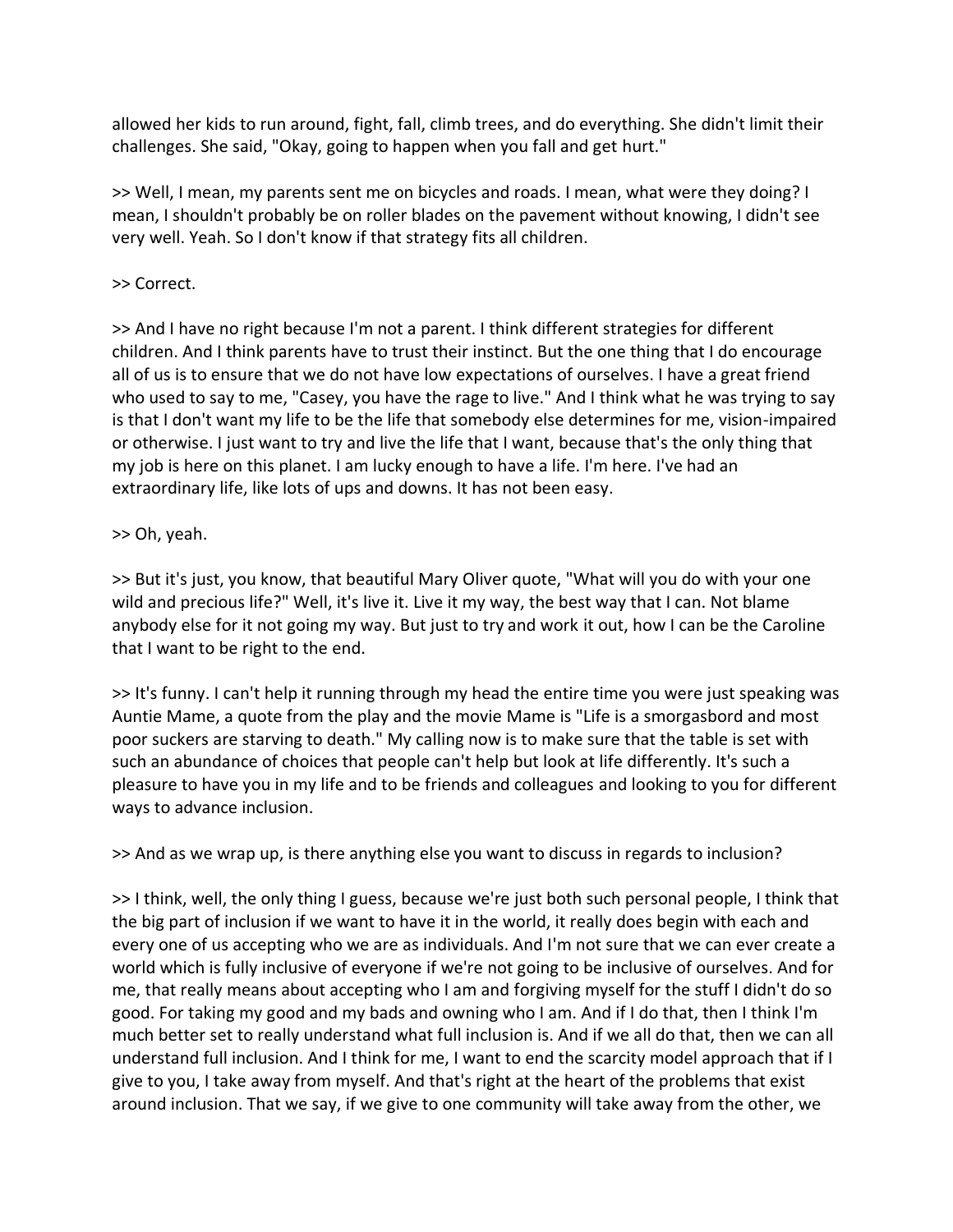allowed her kids to run around, fight, fall, climb trees, and do everything. She didn't limit their challenges. She said, "Okay, going to happen when you fall and get hurt."

>> Well, I mean, my parents sent me on bicycles and roads. I mean, what were they doing? I mean, I shouldn't probably be on roller blades on the pavement without knowing, I didn't see very well. Yeah. So I don't know if that strategy fits all children.

>> Correct.

>> And I have no right because I'm not a parent. I think different strategies for different children. And I think parents have to trust their instinct. But the one thing that I do encourage all of us is to ensure that we do not have low expectations of ourselves. I have a great friend who used to say to me, "Casey, you have the rage to live." And I think what he was trying to say is that I don't want my life to be the life that somebody else determines for me, vision-impaired or otherwise. I just want to try and live the life that I want, because that's the only thing that my job is here on this planet. I am lucky enough to have a life. I'm here. I've had an extraordinary life, like lots of ups and downs. It has not been easy.

>> Oh, yeah.

>> But it's just, you know, that beautiful Mary Oliver quote, "What will you do with your one wild and precious life?" Well, it's live it. Live it my way, the best way that I can. Not blame anybody else for it not going my way. But just to try and work it out, how I can be the Caroline that I want to be right to the end.

>> It's funny. I can't help it running through my head the entire time you were just speaking was Auntie Mame, a quote from the play and the movie Mame is "Life is a smorgasbord and most poor suckers are starving to death." My calling now is to make sure that the table is set with such an abundance of choices that people can't help but look at life differently. It's such a pleasure to have you in my life and to be friends and colleagues and looking to you for different ways to advance inclusion.

>> And as we wrap up, is there anything else you want to discuss in regards to inclusion?

>> I think, well, the only thing I guess, because we're just both such personal people, I think that the big part of inclusion if we want to have it in the world, it really does begin with each and every one of us accepting who we are as individuals. And I'm not sure that we can ever create a world which is fully inclusive of everyone if we're not going to be inclusive of ourselves. And for me, that really means about accepting who I am and forgiving myself for the stuff I didn't do so good. For taking my good and my bads and owning who I am. And if I do that, then I think I'm much better set to really understand what full inclusion is. And if we all do that, then we can all understand full inclusion. And I think for me, I want to end the scarcity model approach that if I give to you, I take away from myself. And that's right at the heart of the problems that exist around inclusion. That we say, if we give to one community will take away from the other, we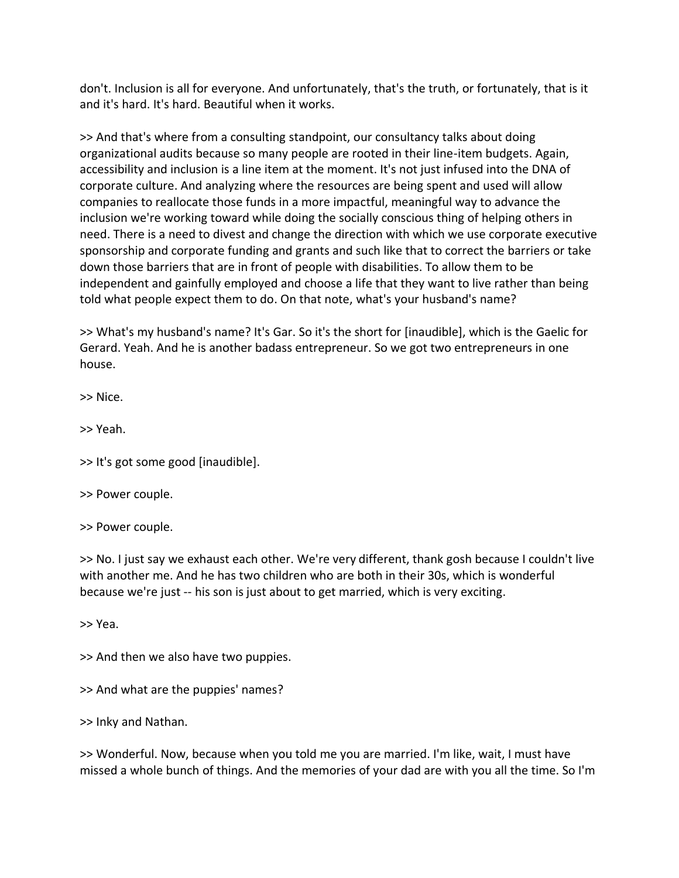don't. Inclusion is all for everyone. And unfortunately, that's the truth, or fortunately, that is it and it's hard. It's hard. Beautiful when it works.

>> And that's where from a consulting standpoint, our consultancy talks about doing organizational audits because so many people are rooted in their line-item budgets. Again, accessibility and inclusion is a line item at the moment. It's not just infused into the DNA of corporate culture. And analyzing where the resources are being spent and used will allow companies to reallocate those funds in a more impactful, meaningful way to advance the inclusion we're working toward while doing the socially conscious thing of helping others in need. There is a need to divest and change the direction with which we use corporate executive sponsorship and corporate funding and grants and such like that to correct the barriers or take down those barriers that are in front of people with disabilities. To allow them to be independent and gainfully employed and choose a life that they want to live rather than being told what people expect them to do. On that note, what's your husband's name?

>> What's my husband's name? It's Gar. So it's the short for [inaudible], which is the Gaelic for Gerard. Yeah. And he is another badass entrepreneur. So we got two entrepreneurs in one house.

>> Nice.

>> Yeah.

>> It's got some good [inaudible].

>> Power couple.

>> Power couple.

>> No. I just say we exhaust each other. We're very different, thank gosh because I couldn't live with another me. And he has two children who are both in their 30s, which is wonderful because we're just -- his son is just about to get married, which is very exciting.

>> Yea.

>> And then we also have two puppies.

>> And what are the puppies' names?

>> Inky and Nathan.

>> Wonderful. Now, because when you told me you are married. I'm like, wait, I must have missed a whole bunch of things. And the memories of your dad are with you all the time. So I'm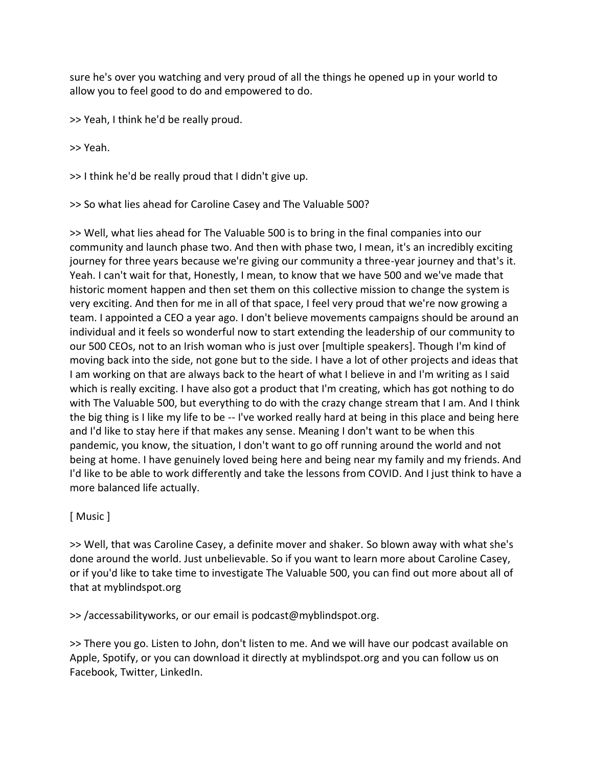sure he's over you watching and very proud of all the things he opened up in your world to allow you to feel good to do and empowered to do.

>> Yeah, I think he'd be really proud.

>> Yeah.

>> I think he'd be really proud that I didn't give up.

>> So what lies ahead for Caroline Casey and The Valuable 500?

>> Well, what lies ahead for The Valuable 500 is to bring in the final companies into our community and launch phase two. And then with phase two, I mean, it's an incredibly exciting journey for three years because we're giving our community a three-year journey and that's it. Yeah. I can't wait for that, Honestly, I mean, to know that we have 500 and we've made that historic moment happen and then set them on this collective mission to change the system is very exciting. And then for me in all of that space, I feel very proud that we're now growing a team. I appointed a CEO a year ago. I don't believe movements campaigns should be around an individual and it feels so wonderful now to start extending the leadership of our community to our 500 CEOs, not to an Irish woman who is just over [multiple speakers]. Though I'm kind of moving back into the side, not gone but to the side. I have a lot of other projects and ideas that I am working on that are always back to the heart of what I believe in and I'm writing as I said which is really exciting. I have also got a product that I'm creating, which has got nothing to do with The Valuable 500, but everything to do with the crazy change stream that I am. And I think the big thing is I like my life to be -- I've worked really hard at being in this place and being here and I'd like to stay here if that makes any sense. Meaning I don't want to be when this pandemic, you know, the situation, I don't want to go off running around the world and not being at home. I have genuinely loved being here and being near my family and my friends. And I'd like to be able to work differently and take the lessons from COVID. And I just think to have a more balanced life actually.

[ Music ]

>> Well, that was Caroline Casey, a definite mover and shaker. So blown away with what she's done around the world. Just unbelievable. So if you want to learn more about Caroline Casey, or if you'd like to take time to investigate The Valuable 500, you can find out more about all of that at myblindspot.org

>> /accessabilityworks, or our email is podcast@myblindspot.org.

>> There you go. Listen to John, don't listen to me. And we will have our podcast available on Apple, Spotify, or you can download it directly at myblindspot.org and you can follow us on Facebook, Twitter, LinkedIn.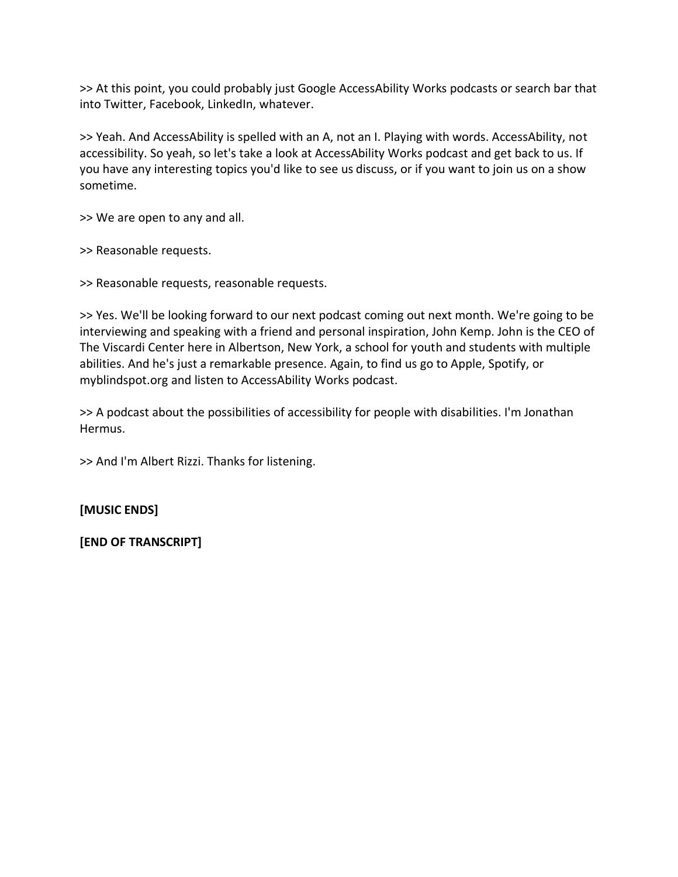>> At this point, you could probably just Google AccessAbility Works podcasts or search bar that into Twitter, Facebook, LinkedIn, whatever.

>> Yeah. And AccessAbility is spelled with an A, not an I. Playing with words. AccessAbility, not accessibility. So yeah, so let's take a look at AccessAbility Works podcast and get back to us. If you have any interesting topics you'd like to see us discuss, or if you want to join us on a show sometime.

>> We are open to any and all.

>> Reasonable requests.

>> Reasonable requests, reasonable requests.

>> Yes. We'll be looking forward to our next podcast coming out next month. We're going to be interviewing and speaking with a friend and personal inspiration, John Kemp. John is the CEO of The Viscardi Center here in Albertson, New York, a school for youth and students with multiple abilities. And he's just a remarkable presence. Again, to find us go to Apple, Spotify, or myblindspot.org and listen to AccessAbility Works podcast.

>> A podcast about the possibilities of accessibility for people with disabilities. I'm Jonathan Hermus.

>> And I'm Albert Rizzi. Thanks for listening.

**[MUSIC ENDS]**

**[END OF TRANSCRIPT]**